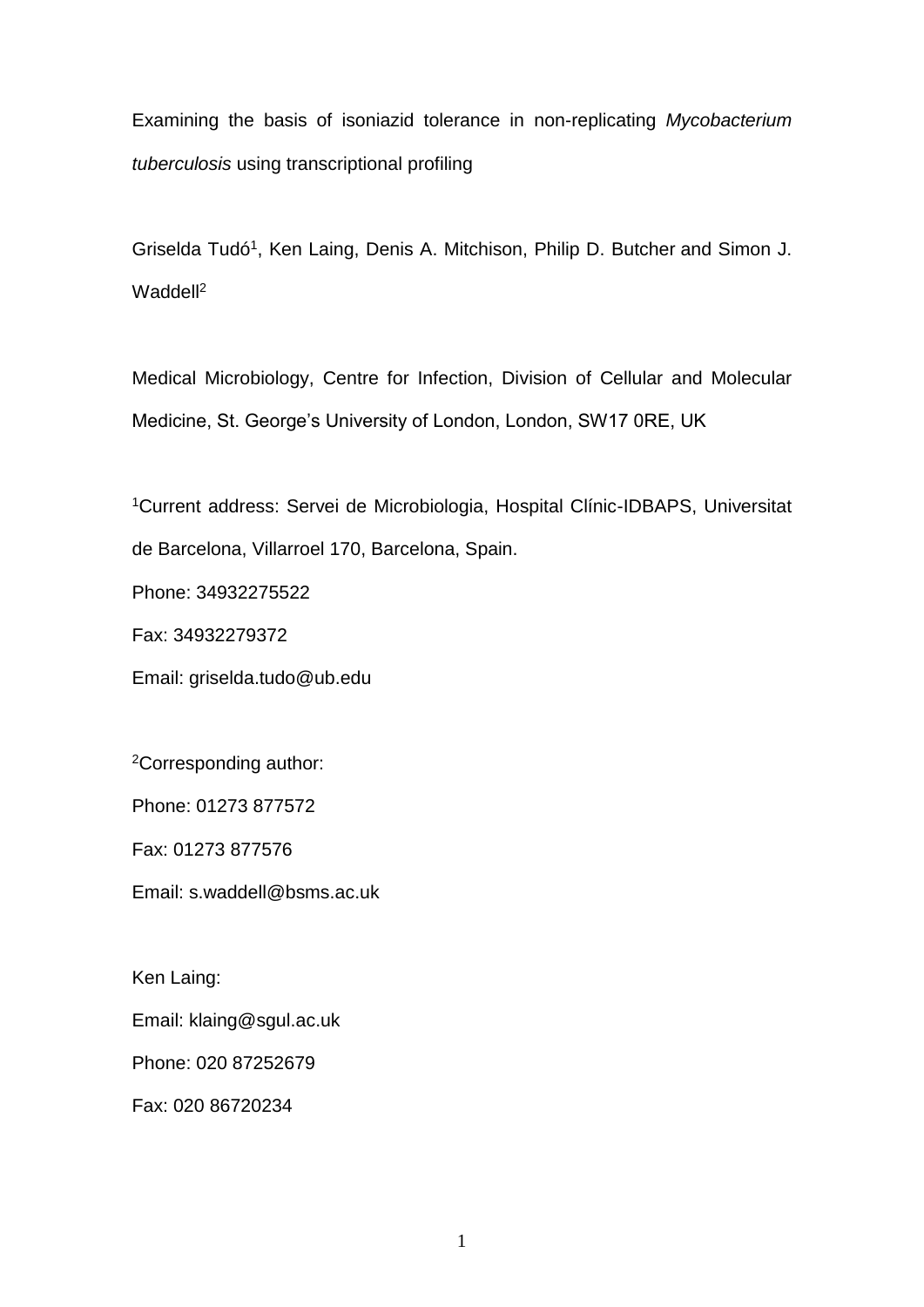# Examining the basis of isoniazid tolerance in non-replicating *Mycobacterium tuberculosis* using transcriptional profiling

Griselda Tudó[1], Ken Laing, Denis A. Mitchison, Philip D. Butcher and Simon J. Waddell[2]

Medical Microbiology, Centre for Infection, Division of Cellular and Molecular Medicine, St. George's University of London, London, SW17 0RE, UK

[1]Current address: Servei de Microbiologia, Hospital Clínic-IDBAPS, Universitat de Barcelona, Villarroel 170, Barcelona, Spain.

Phone: 34932275522

Fax: 34932279372

Email: griselda.tudo@ub.edu

[2]Corresponding author:

Phone: 01273 877572

Fax: 01273 877576

Email: s.waddell@bsms.ac.uk

Ken Laing:

Email: klaing@sgul.ac.uk

Phone: 020 87252679

Fax: 020 86720234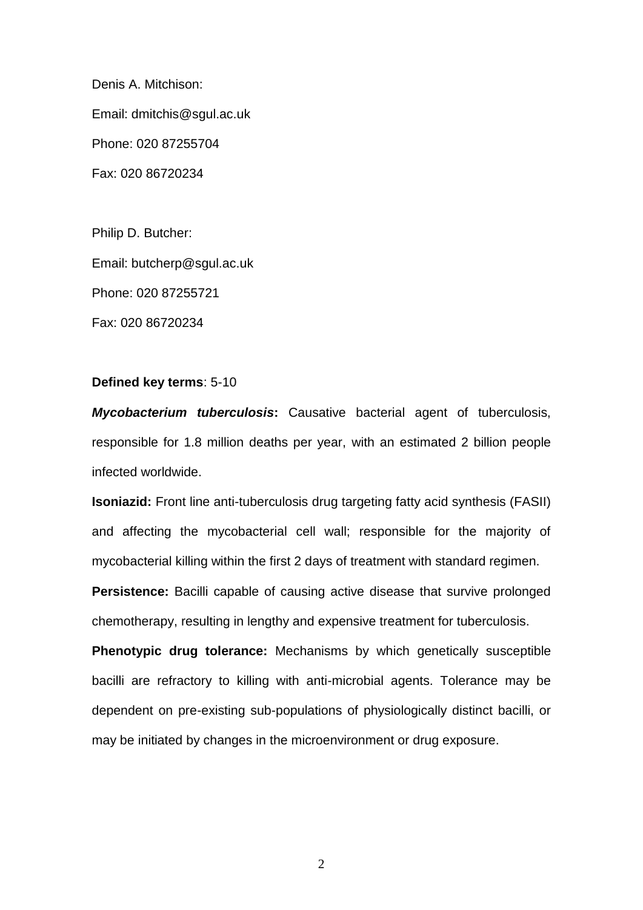Denis A. Mitchison:

Email: dmitchis@sgul.ac.uk

Phone: 020 87255704

Fax: 020 86720234

Philip D. Butcher:

Email: butcherp@sgul.ac.uk

Phone: 020 87255721

Fax: 020 86720234

**Defined key terms**: 5-10

***Mycobacterium tuberculosis*:** Causative bacterial agent of tuberculosis, responsible for 1.8 million deaths per year, with an estimated 2 billion people infected worldwide.

**Isoniazid:** Front line anti-tuberculosis drug targeting fatty acid synthesis (FASII) and affecting the mycobacterial cell wall; responsible for the majority of mycobacterial killing within the first 2 days of treatment with standard regimen.

**Persistence:** Bacilli capable of causing active disease that survive prolonged chemotherapy, resulting in lengthy and expensive treatment for tuberculosis.

**Phenotypic drug tolerance:** Mechanisms by which genetically susceptible bacilli are refractory to killing with anti-microbial agents. Tolerance may be dependent on pre-existing sub-populations of physiologically distinct bacilli, or may be initiated by changes in the microenvironment or drug exposure.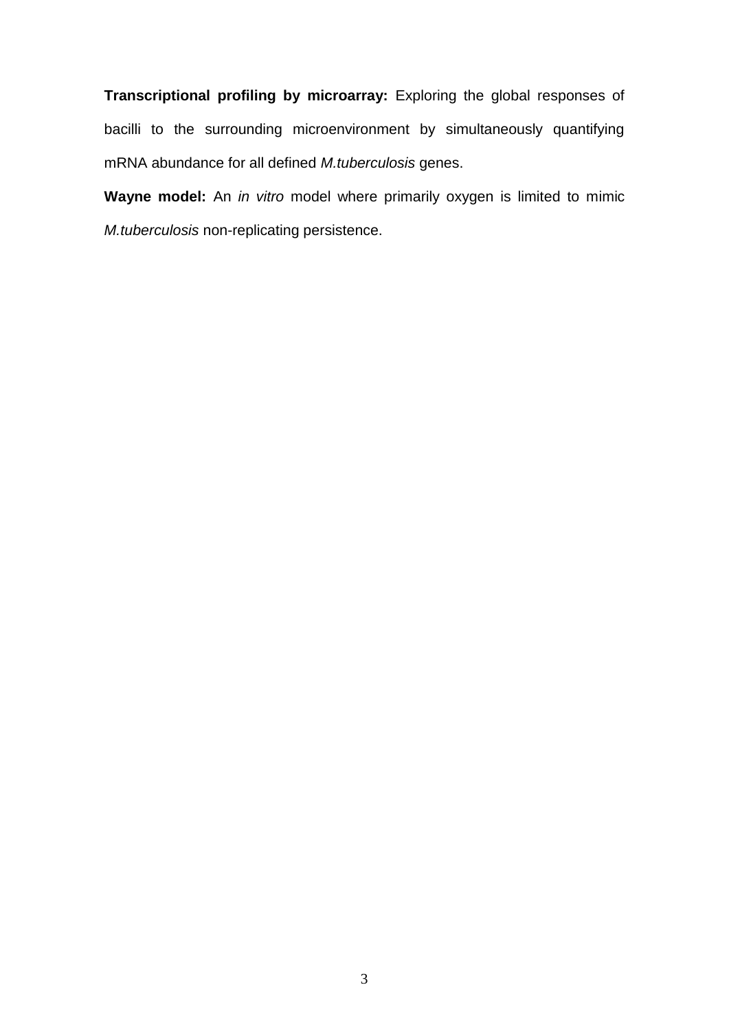**Transcriptional profiling by microarray:** Exploring the global responses of bacilli to the surrounding microenvironment by simultaneously quantifying mRNA abundance for all defined *M.tuberculosis* genes.

**Wayne model:** An *in vitro* model where primarily oxygen is limited to mimic *M.tuberculosis* non-replicating persistence.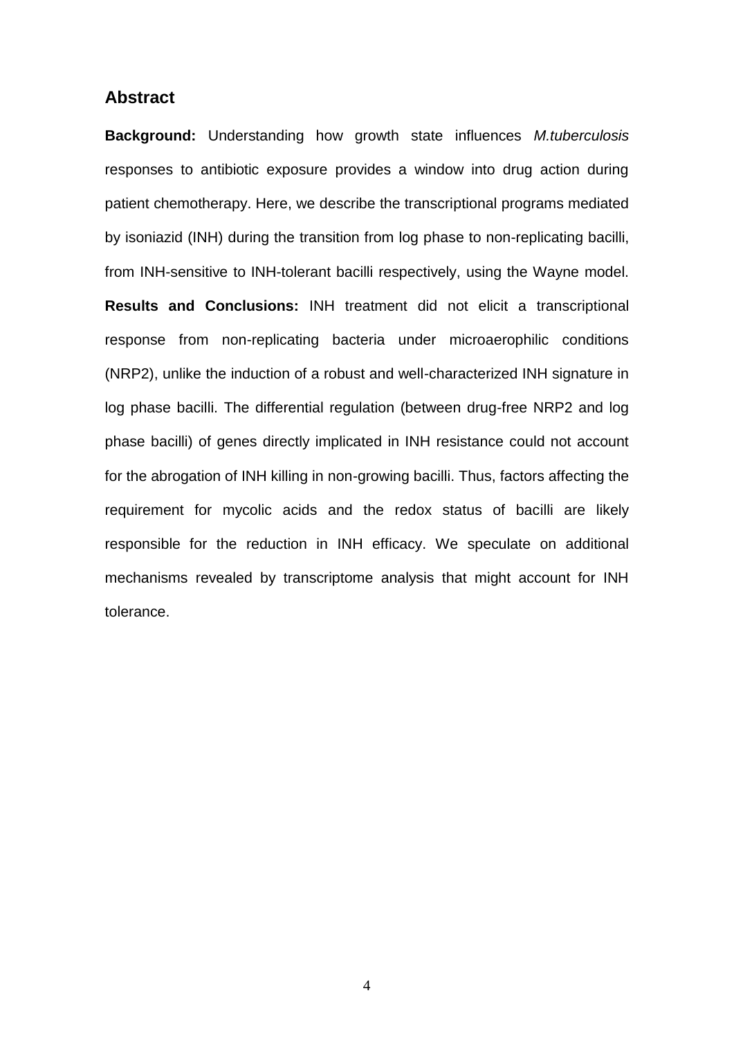## Abstract

**Background:** Understanding how growth state influences *M.tuberculosis* responses to antibiotic exposure provides a window into drug action during patient chemotherapy. Here, we describe the transcriptional programs mediated by isoniazid (INH) during the transition from log phase to non-replicating bacilli, from INH-sensitive to INH-tolerant bacilli respectively, using the Wayne model. **Results and Conclusions:** INH treatment did not elicit a transcriptional response from non-replicating bacteria under microaerophilic conditions (NRP2), unlike the induction of a robust and well-characterized INH signature in log phase bacilli. The differential regulation (between drug-free NRP2 and log phase bacilli) of genes directly implicated in INH resistance could not account for the abrogation of INH killing in non-growing bacilli. Thus, factors affecting the requirement for mycolic acids and the redox status of bacilli are likely responsible for the reduction in INH efficacy. We speculate on additional mechanisms revealed by transcriptome analysis that might account for INH tolerance.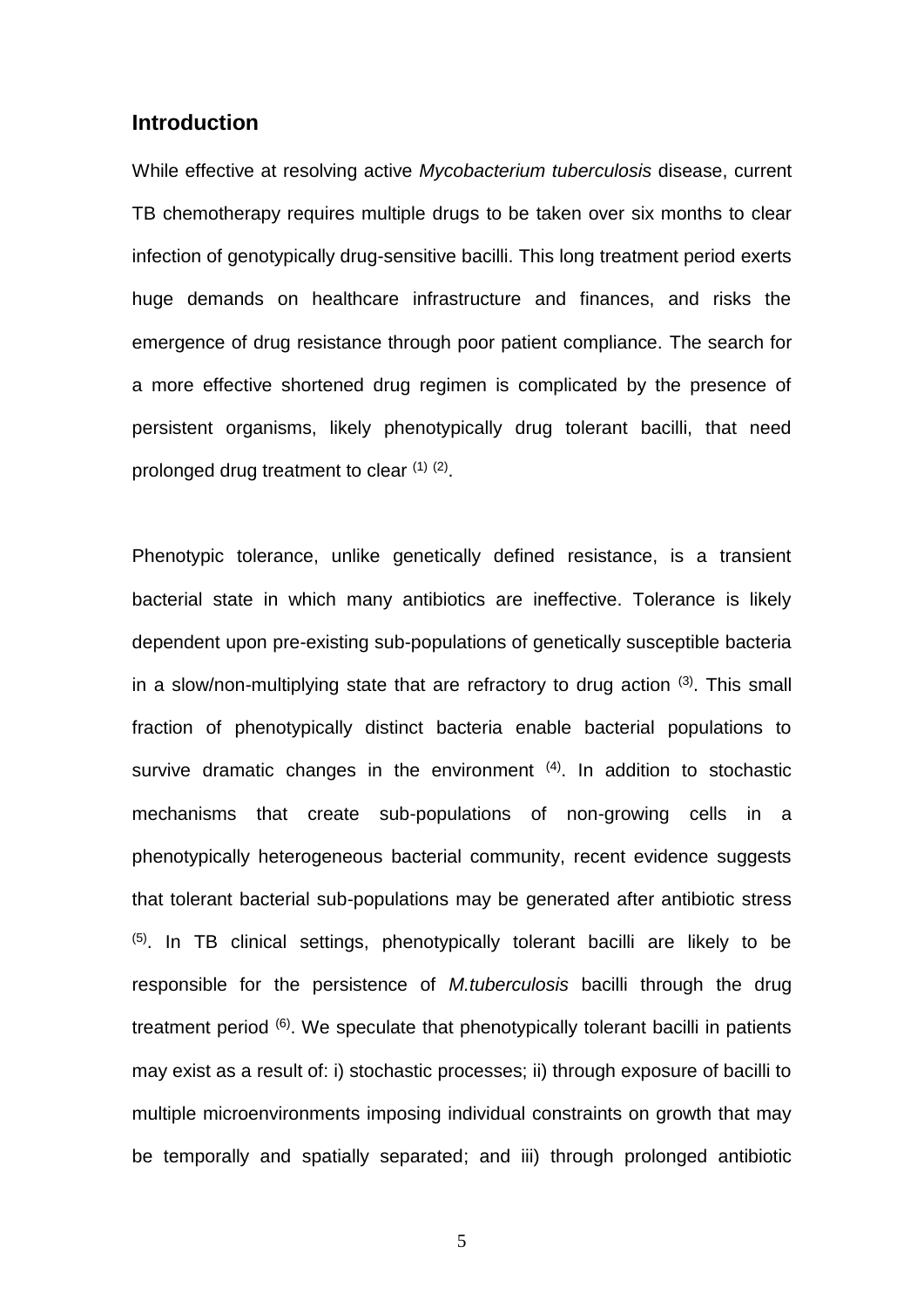## Introduction

While effective at resolving active *Mycobacterium tuberculosis* disease, current TB chemotherapy requires multiple drugs to be taken over six months to clear infection of genotypically drug-sensitive bacilli. This long treatment period exerts huge demands on healthcare infrastructure and finances, and risks the emergence of drug resistance through poor patient compliance. The search for a more effective shortened drug regimen is complicated by the presence of persistent organisms, likely phenotypically drug tolerant bacilli, that need prolonged drug treatment to clear [(1) (2)].

Phenotypic tolerance, unlike genetically defined resistance, is a transient bacterial state in which many antibiotics are ineffective. Tolerance is likely dependent upon pre-existing sub-populations of genetically susceptible bacteria in a slow/non-multiplying state that are refractory to drug action [(3)]. This small fraction of phenotypically distinct bacteria enable bacterial populations to survive dramatic changes in the environment [(4)]. In addition to stochastic mechanisms that create sub-populations of non-growing cells in a phenotypically heterogeneous bacterial community, recent evidence suggests that tolerant bacterial sub-populations may be generated after antibiotic stress [(5)]. In TB clinical settings, phenotypically tolerant bacilli are likely to be responsible for the persistence of *M.tuberculosis* bacilli through the drug treatment period [(6)]. We speculate that phenotypically tolerant bacilli in patients may exist as a result of: i) stochastic processes; ii) through exposure of bacilli to multiple microenvironments imposing individual constraints on growth that may be temporally and spatially separated; and iii) through prolonged antibiotic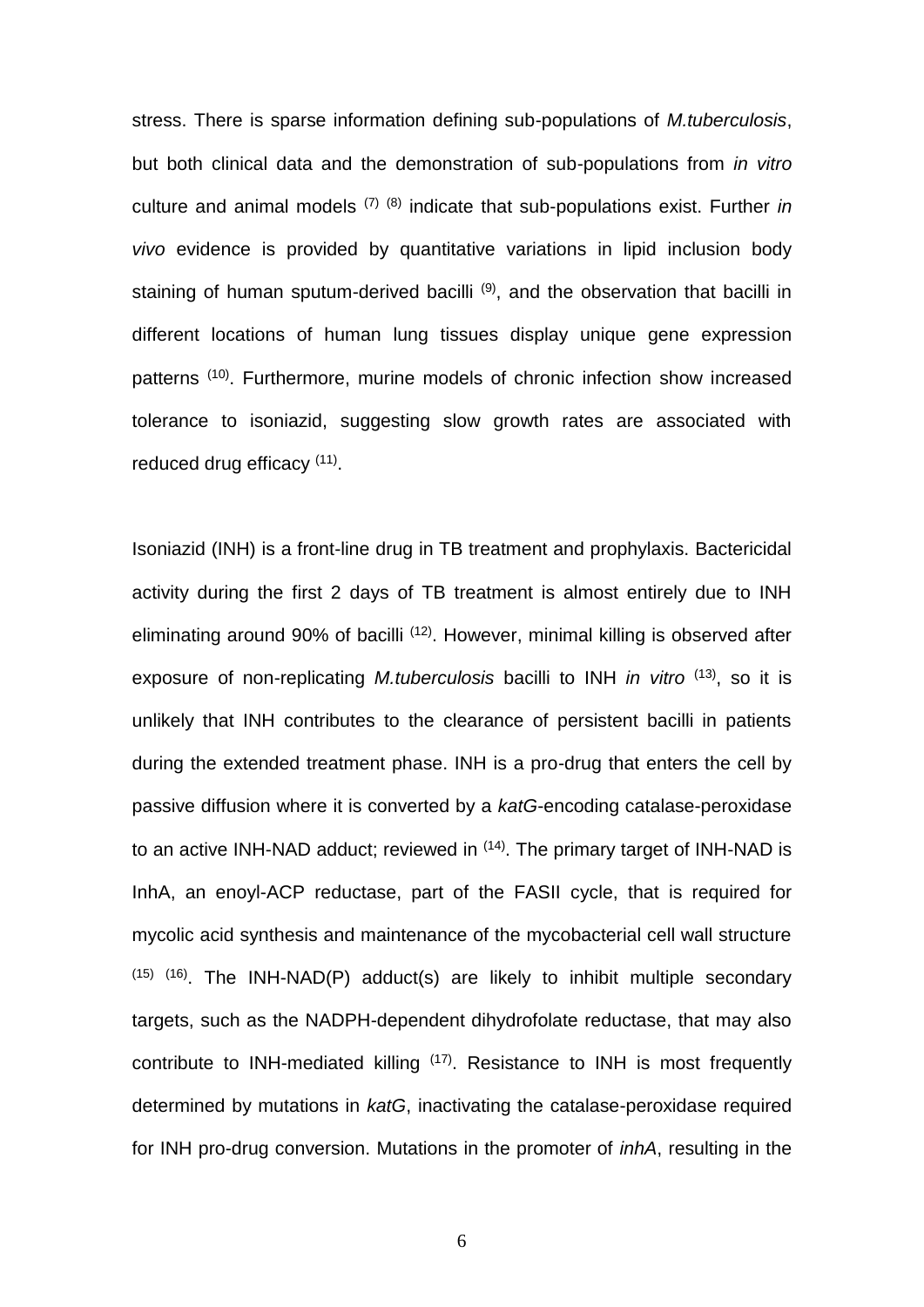stress. There is sparse information defining sub-populations of *M.tuberculosis*, but both clinical data and the demonstration of sub-populations from *in vitro* culture and animal models [(7) (8)] indicate that sub-populations exist. Further *in vivo* evidence is provided by quantitative variations in lipid inclusion body staining of human sputum-derived bacilli [(9)], and the observation that bacilli in different locations of human lung tissues display unique gene expression patterns [(10)]. Furthermore, murine models of chronic infection show increased tolerance to isoniazid, suggesting slow growth rates are associated with reduced drug efficacy [(11)].

Isoniazid (INH) is a front-line drug in TB treatment and prophylaxis. Bactericidal activity during the first 2 days of TB treatment is almost entirely due to INH eliminating around 90% of bacilli [(12)]. However, minimal killing is observed after exposure of non-replicating *M.tuberculosis* bacilli to INH *in vitro* [(13)], so it is unlikely that INH contributes to the clearance of persistent bacilli in patients during the extended treatment phase. INH is a pro-drug that enters the cell by passive diffusion where it is converted by a *katG*-encoding catalase-peroxidase to an active INH-NAD adduct; reviewed in [(14)]. The primary target of INH-NAD is InhA, an enoyl-ACP reductase, part of the FASII cycle, that is required for mycolic acid synthesis and maintenance of the mycobacterial cell wall structure [(15) (16)]. The INH-NAD(P) adduct(s) are likely to inhibit multiple secondary targets, such as the NADPH-dependent dihydrofolate reductase, that may also contribute to INH-mediated killing [(17)]. Resistance to INH is most frequently determined by mutations in *katG*, inactivating the catalase-peroxidase required for INH pro-drug conversion. Mutations in the promoter of *inhA*, resulting in the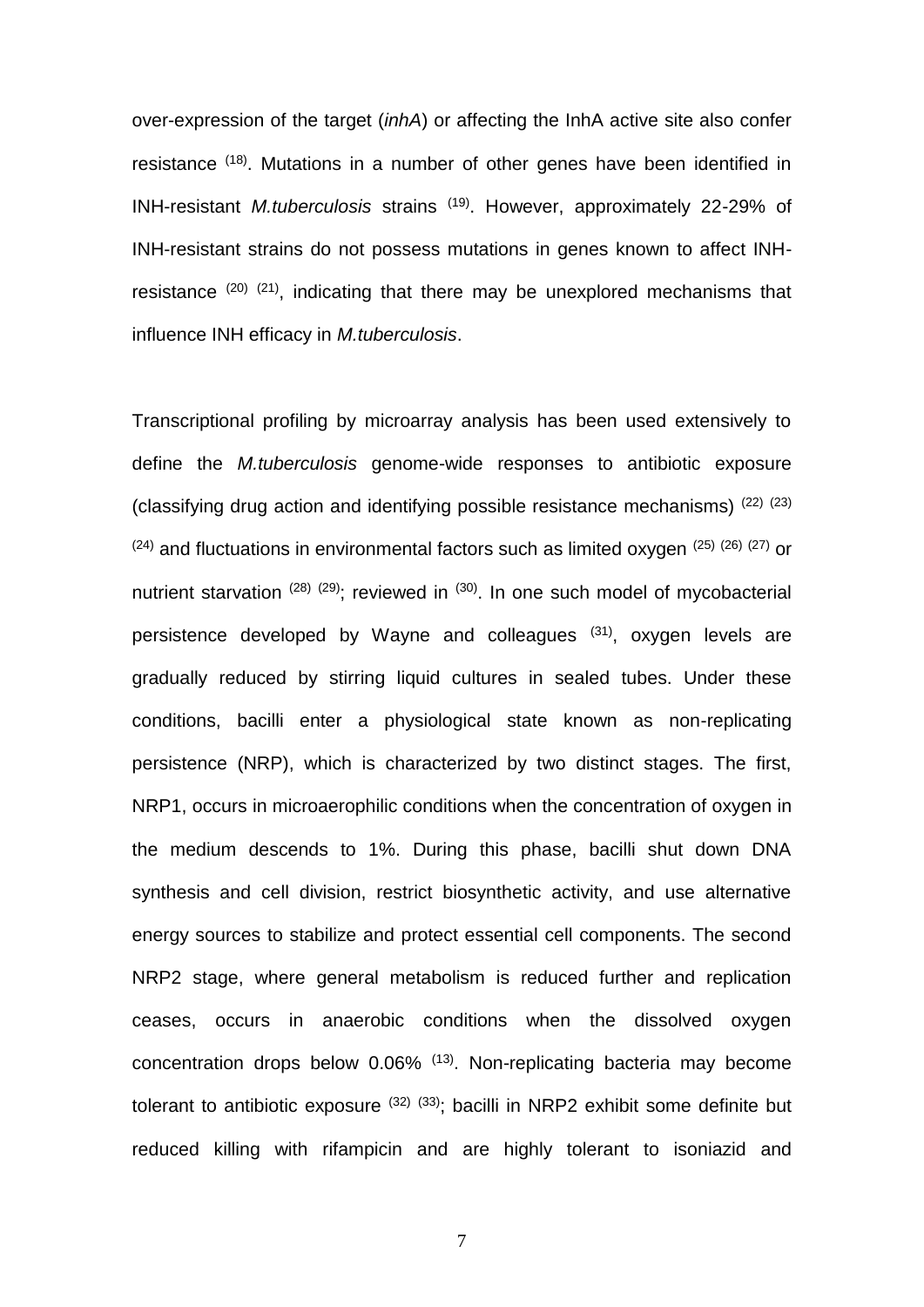over-expression of the target (*inhA*) or affecting the InhA active site also confer resistance [18]. Mutations in a number of other genes have been identified in INH-resistant *M.tuberculosis* strains [19]. However, approximately 22-29% of INH-resistant strains do not possess mutations in genes known to affect INH-resistance [20] [21], indicating that there may be unexplored mechanisms that influence INH efficacy in *M.tuberculosis*.

Transcriptional profiling by microarray analysis has been used extensively to define the *M.tuberculosis* genome-wide responses to antibiotic exposure (classifying drug action and identifying possible resistance mechanisms) [22] [23] [24] and fluctuations in environmental factors such as limited oxygen [25] [26] [27] or nutrient starvation [28] [29]; reviewed in [30]. In one such model of mycobacterial persistence developed by Wayne and colleagues [31], oxygen levels are gradually reduced by stirring liquid cultures in sealed tubes. Under these conditions, bacilli enter a physiological state known as non-replicating persistence (NRP), which is characterized by two distinct stages. The first, NRP1, occurs in microaerophilic conditions when the concentration of oxygen in the medium descends to 1%. During this phase, bacilli shut down DNA synthesis and cell division, restrict biosynthetic activity, and use alternative energy sources to stabilize and protect essential cell components. The second NRP2 stage, where general metabolism is reduced further and replication ceases, occurs in anaerobic conditions when the dissolved oxygen concentration drops below 0.06% [13]. Non-replicating bacteria may become tolerant to antibiotic exposure [32] [33]; bacilli in NRP2 exhibit some definite but reduced killing with rifampicin and are highly tolerant to isoniazid and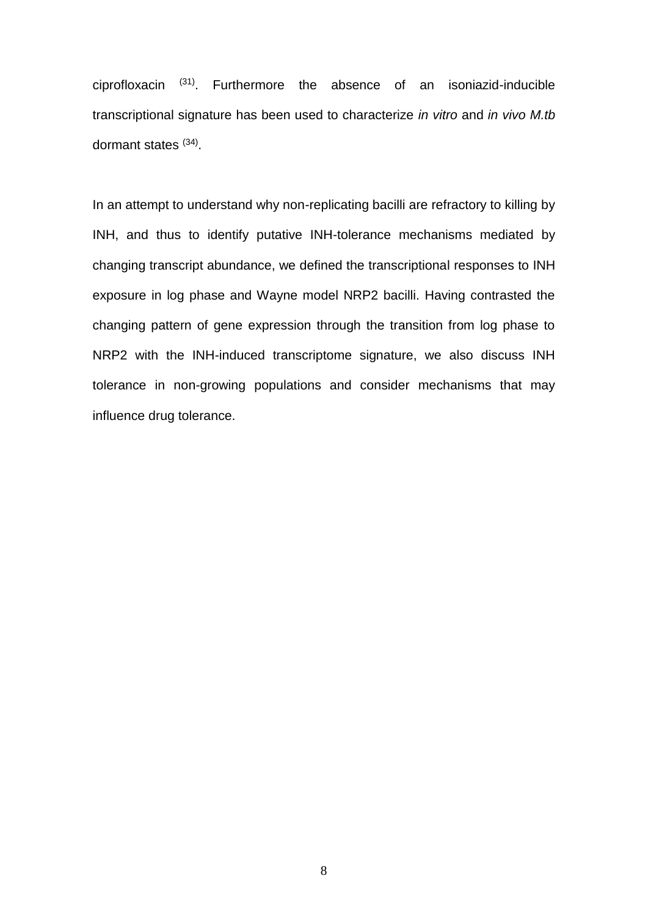ciprofloxacin [31]. Furthermore the absence of an isoniazid-inducible transcriptional signature has been used to characterize *in vitro* and *in vivo M.tb* dormant states [34].

In an attempt to understand why non-replicating bacilli are refractory to killing by INH, and thus to identify putative INH-tolerance mechanisms mediated by changing transcript abundance, we defined the transcriptional responses to INH exposure in log phase and Wayne model NRP2 bacilli. Having contrasted the changing pattern of gene expression through the transition from log phase to NRP2 with the INH-induced transcriptome signature, we also discuss INH tolerance in non-growing populations and consider mechanisms that may influence drug tolerance.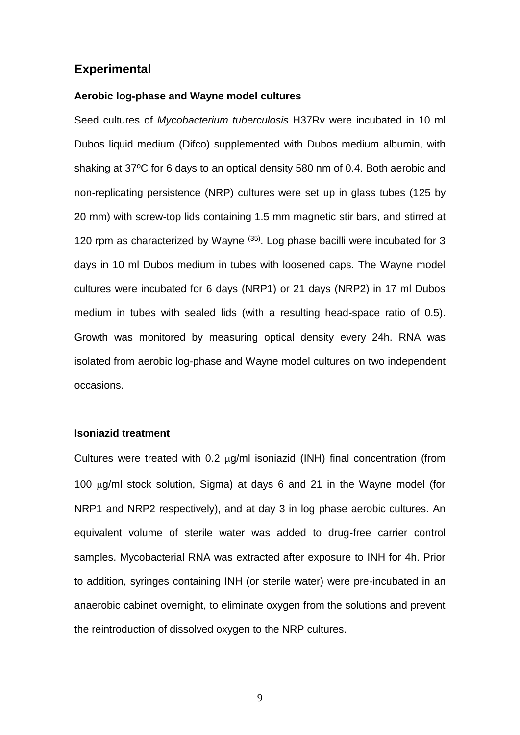## Experimental

### Aerobic log-phase and Wayne model cultures

Seed cultures of *Mycobacterium tuberculosis* H37Rv were incubated in 10 ml Dubos liquid medium (Difco) supplemented with Dubos medium albumin, with shaking at 37ºC for 6 days to an optical density 580 nm of 0.4. Both aerobic and non-replicating persistence (NRP) cultures were set up in glass tubes (125 by 20 mm) with screw-top lids containing 1.5 mm magnetic stir bars, and stirred at 120 rpm as characterized by Wayne [(35)]. Log phase bacilli were incubated for 3 days in 10 ml Dubos medium in tubes with loosened caps. The Wayne model cultures were incubated for 6 days (NRP1) or 21 days (NRP2) in 17 ml Dubos medium in tubes with sealed lids (with a resulting head-space ratio of 0.5). Growth was monitored by measuring optical density every 24h. RNA was isolated from aerobic log-phase and Wayne model cultures on two independent occasions.

### Isoniazid treatment

Cultures were treated with 0.2 μg/ml isoniazid (INH) final concentration (from 100 μg/ml stock solution, Sigma) at days 6 and 21 in the Wayne model (for NRP1 and NRP2 respectively), and at day 3 in log phase aerobic cultures. An equivalent volume of sterile water was added to drug-free carrier control samples. Mycobacterial RNA was extracted after exposure to INH for 4h. Prior to addition, syringes containing INH (or sterile water) were pre-incubated in an anaerobic cabinet overnight, to eliminate oxygen from the solutions and prevent the reintroduction of dissolved oxygen to the NRP cultures.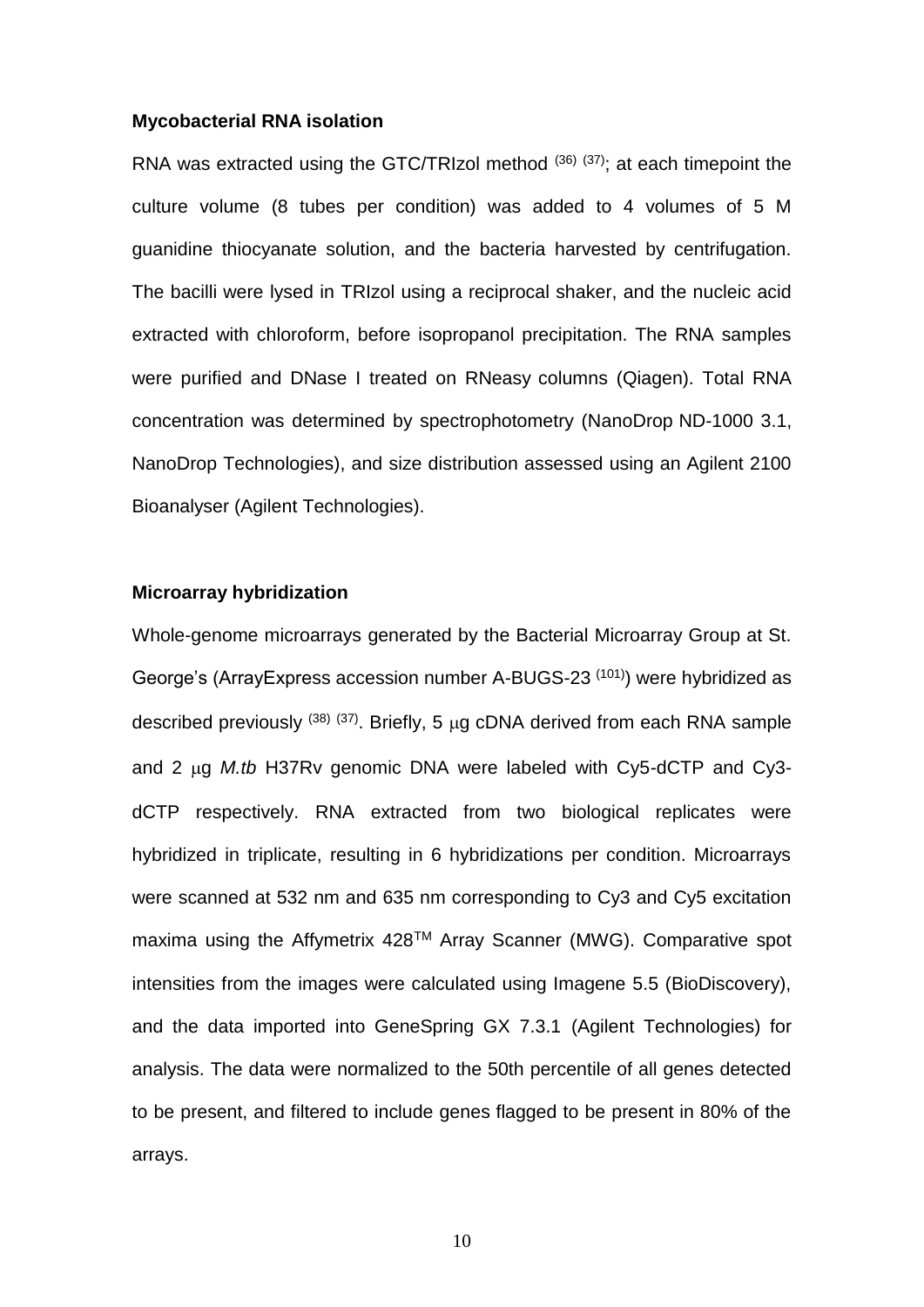**Mycobacterial RNA isolation**

RNA was extracted using the GTC/TRIzol method [36] [37]; at each timepoint the culture volume (8 tubes per condition) was added to 4 volumes of 5 M guanidine thiocyanate solution, and the bacteria harvested by centrifugation. The bacilli were lysed in TRIzol using a reciprocal shaker, and the nucleic acid extracted with chloroform, before isopropanol precipitation. The RNA samples were purified and DNase I treated on RNeasy columns (Qiagen). Total RNA concentration was determined by spectrophotometry (NanoDrop ND-1000 3.1, NanoDrop Technologies), and size distribution assessed using an Agilent 2100 Bioanalyser (Agilent Technologies).

**Microarray hybridization**

Whole-genome microarrays generated by the Bacterial Microarray Group at St. George's (ArrayExpress accession number A-BUGS-23 [101]) were hybridized as described previously [38] [37]. Briefly, 5 μg cDNA derived from each RNA sample and 2 μg *M.tb* H37Rv genomic DNA were labeled with Cy5-dCTP and Cy3-dCTP respectively. RNA extracted from two biological replicates were hybridized in triplicate, resulting in 6 hybridizations per condition. Microarrays were scanned at 532 nm and 635 nm corresponding to Cy3 and Cy5 excitation maxima using the Affymetrix 428™ Array Scanner (MWG). Comparative spot intensities from the images were calculated using Imagene 5.5 (BioDiscovery), and the data imported into GeneSpring GX 7.3.1 (Agilent Technologies) for analysis. The data were normalized to the 50th percentile of all genes detected to be present, and filtered to include genes flagged to be present in 80% of the arrays.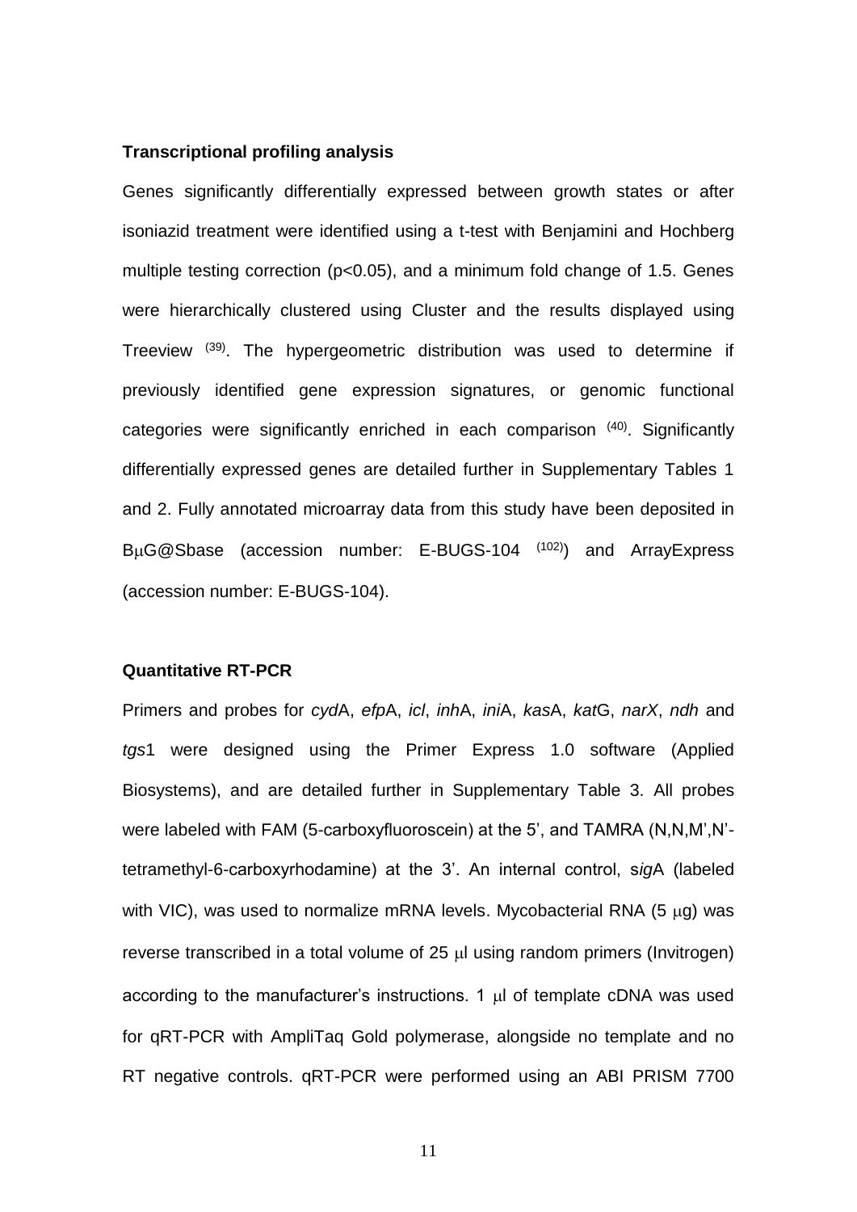**Transcriptional profiling analysis**

Genes significantly differentially expressed between growth states or after isoniazid treatment were identified using a t-test with Benjamini and Hochberg multiple testing correction ($p<0.05$), and a minimum fold change of 1.5. Genes were hierarchically clustered using Cluster and the results displayed using Treeview [39]. The hypergeometric distribution was used to determine if previously identified gene expression signatures, or genomic functional categories were significantly enriched in each comparison [40]. Significantly differentially expressed genes are detailed further in Supplementary Tables 1 and 2. Fully annotated microarray data from this study have been deposited in BμG@Sbase (accession number: E-BUGS-104 [102]) and ArrayExpress (accession number: E-BUGS-104).

**Quantitative RT-PCR**

Primers and probes for *cyd*A, *efp*A, *icl*, *inh*A, *ini*A, *kas*A, *kat*G, *narX*, *ndh* and *tgs*1 were designed using the Primer Express 1.0 software (Applied Biosystems), and are detailed further in Supplementary Table 3. All probes were labeled with FAM (5-carboxyfluoroscein) at the 5', and TAMRA (N,N,M',N'-tetramethyl-6-carboxyrhodamine) at the 3'. An internal control, s*ig*A (labeled with VIC), was used to normalize mRNA levels. Mycobacterial RNA (5 μg) was reverse transcribed in a total volume of 25 μl using random primers (Invitrogen) according to the manufacturer's instructions. 1 μl of template cDNA was used for qRT-PCR with AmpliTaq Gold polymerase, alongside no template and no RT negative controls. qRT-PCR were performed using an ABI PRISM 7700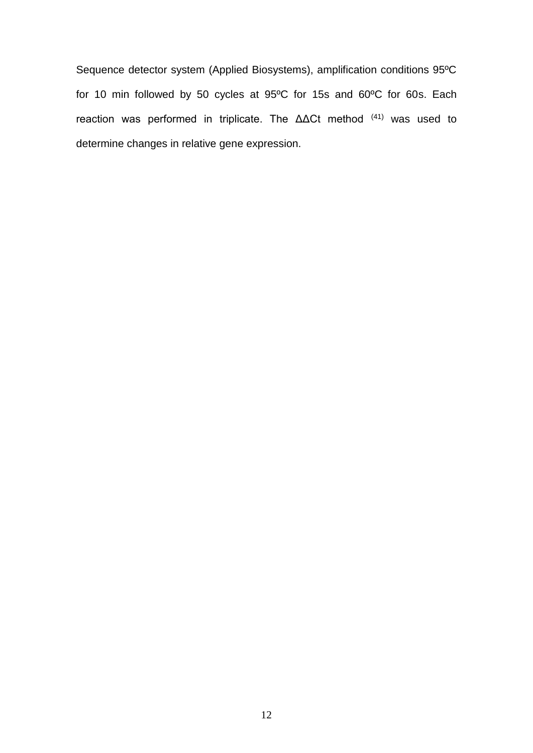Sequence detector system (Applied Biosystems), amplification conditions 95ºC for 10 min followed by 50 cycles at 95ºC for 15s and 60ºC for 60s. Each reaction was performed in triplicate. The ΔΔCt method [41] was used to determine changes in relative gene expression.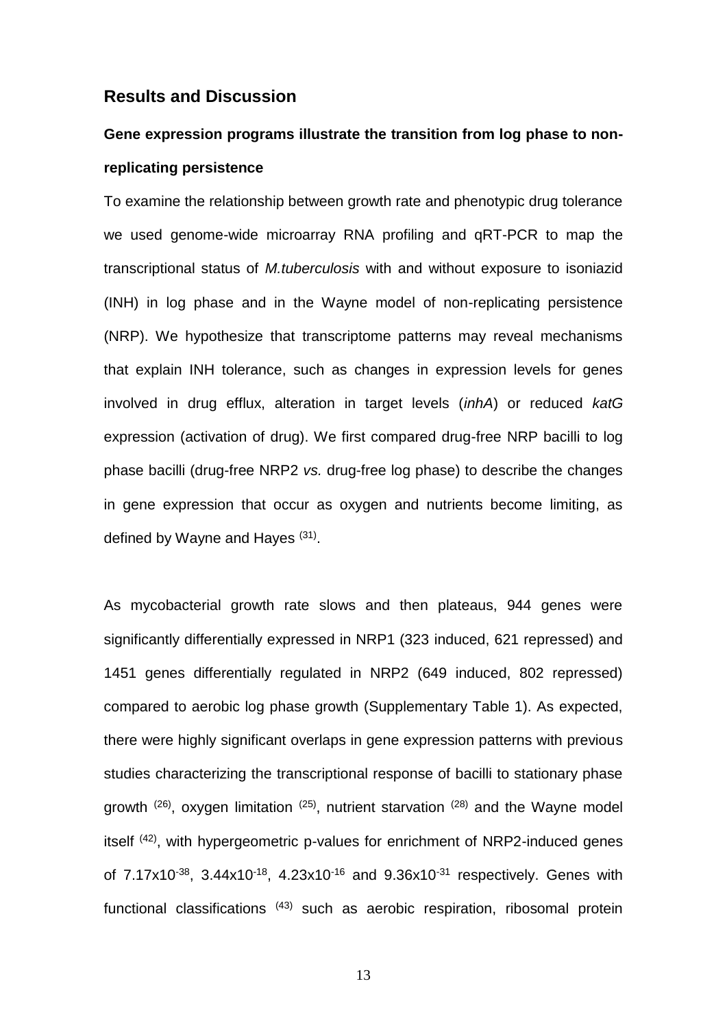## Results and Discussion

### Gene expression programs illustrate the transition from log phase to non-replicating persistence

To examine the relationship between growth rate and phenotypic drug tolerance we used genome-wide microarray RNA profiling and qRT-PCR to map the transcriptional status of *M.tuberculosis* with and without exposure to isoniazid (INH) in log phase and in the Wayne model of non-replicating persistence (NRP). We hypothesize that transcriptome patterns may reveal mechanisms that explain INH tolerance, such as changes in expression levels for genes involved in drug efflux, alteration in target levels (*inhA*) or reduced *katG* expression (activation of drug). We first compared drug-free NRP bacilli to log phase bacilli (drug-free NRP2 *vs.* drug-free log phase) to describe the changes in gene expression that occur as oxygen and nutrients become limiting, as defined by Wayne and Hayes [31].

As mycobacterial growth rate slows and then plateaus, 944 genes were significantly differentially expressed in NRP1 (323 induced, 621 repressed) and 1451 genes differentially regulated in NRP2 (649 induced, 802 repressed) compared to aerobic log phase growth (Supplementary Table 1). As expected, there were highly significant overlaps in gene expression patterns with previous studies characterizing the transcriptional response of bacilli to stationary phase growth [26], oxygen limitation [25], nutrient starvation [28] and the Wayne model itself [42], with hypergeometric p-values for enrichment of NRP2-induced genes of $7.17 \times 10^{-38}$, $3.44 \times 10^{-18}$, $4.23 \times 10^{-16}$ and $9.36 \times 10^{-31}$ respectively. Genes with functional classifications [43] such as aerobic respiration, ribosomal protein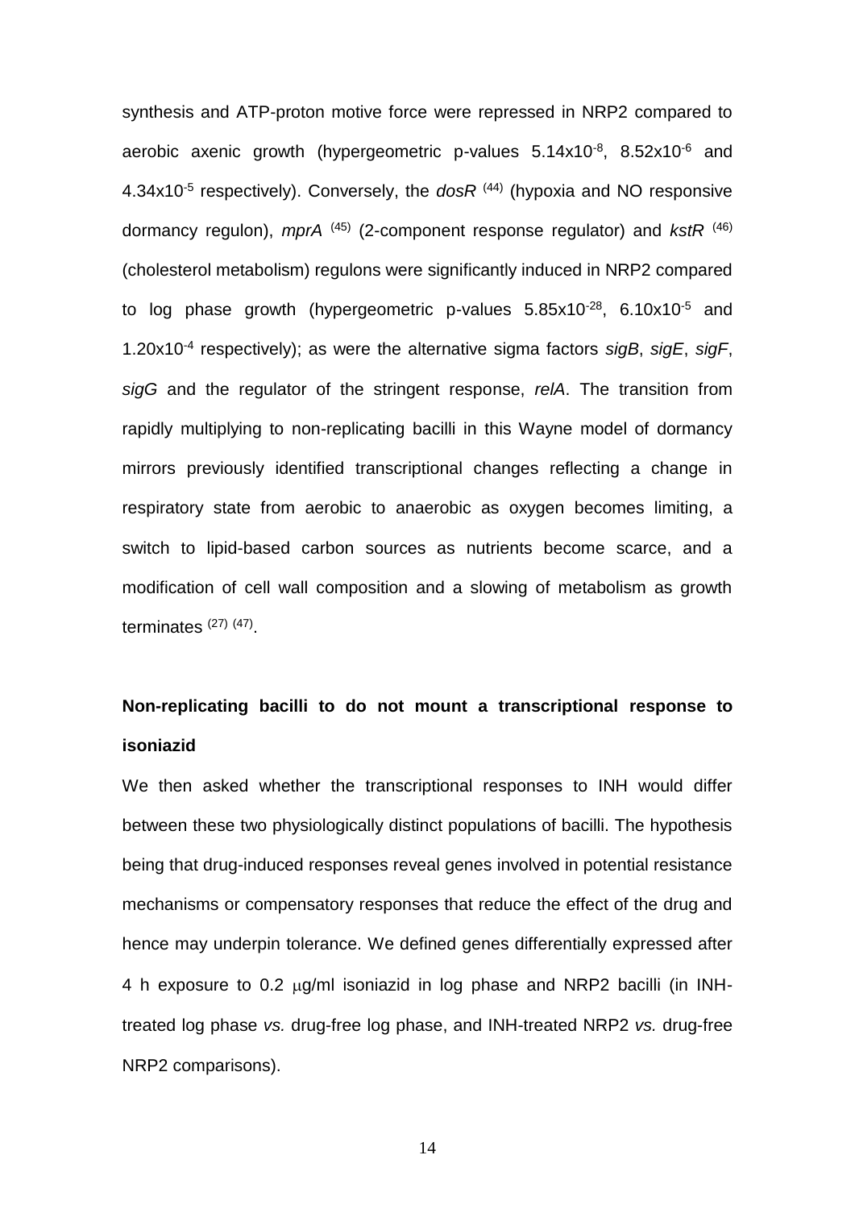synthesis and ATP-proton motive force were repressed in NRP2 compared to aerobic axenic growth (hypergeometric p-values $5.14x10^{-8}$, $8.52x10^{-6}$ and $4.34x10^{-5}$ respectively). Conversely, the *dosR* [44] (hypoxia and NO responsive dormancy regulon), *mprA* [45] (2-component response regulator) and *kstR* [46] (cholesterol metabolism) regulons were significantly induced in NRP2 compared to log phase growth (hypergeometric p-values $5.85x10^{-28}$, $6.10x10^{-5}$ and $1.20x10^{-4}$ respectively); as were the alternative sigma factors *sigB*, *sigE*, *sigF*, *sigG* and the regulator of the stringent response, *relA*. The transition from rapidly multiplying to non-replicating bacilli in this Wayne model of dormancy mirrors previously identified transcriptional changes reflecting a change in respiratory state from aerobic to anaerobic as oxygen becomes limiting, a switch to lipid-based carbon sources as nutrients become scarce, and a modification of cell wall composition and a slowing of metabolism as growth terminates [27] [47].

**Non-replicating bacilli to do not mount a transcriptional response to isoniazid**

We then asked whether the transcriptional responses to INH would differ between these two physiologically distinct populations of bacilli. The hypothesis being that drug-induced responses reveal genes involved in potential resistance mechanisms or compensatory responses that reduce the effect of the drug and hence may underpin tolerance. We defined genes differentially expressed after 4 h exposure to 0.2 μg/ml isoniazid in log phase and NRP2 bacilli (in INH-treated log phase *vs.* drug-free log phase, and INH-treated NRP2 *vs.* drug-free NRP2 comparisons).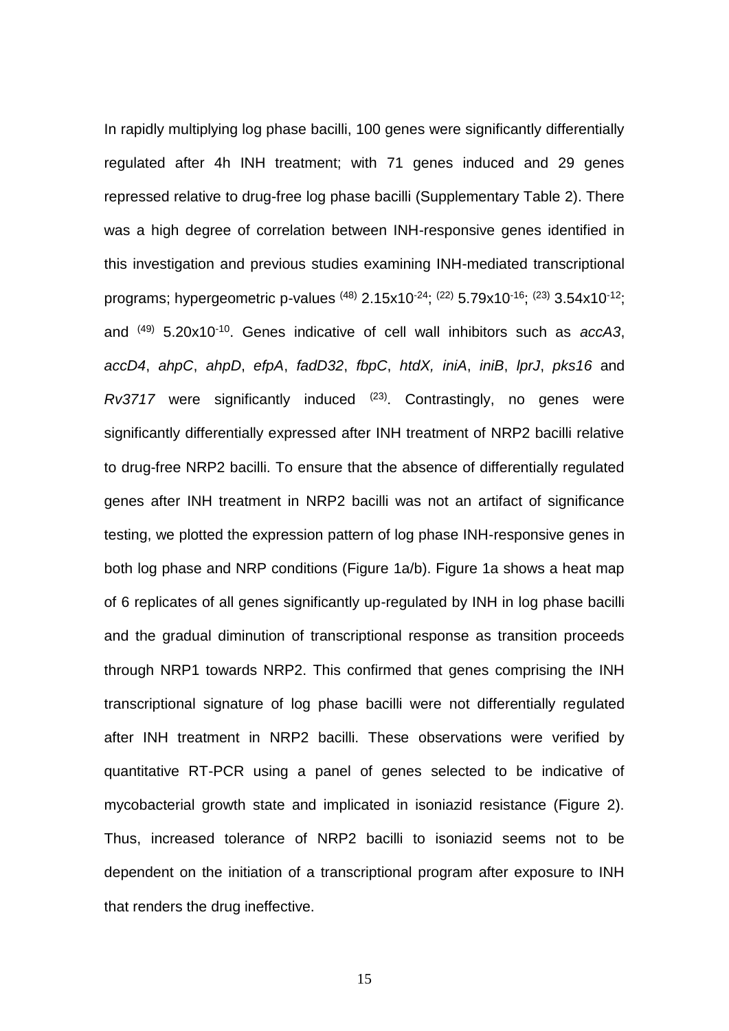In rapidly multiplying log phase bacilli, 100 genes were significantly differentially regulated after 4h INH treatment; with 71 genes induced and 29 genes repressed relative to drug-free log phase bacilli (Supplementary Table 2). There was a high degree of correlation between INH-responsive genes identified in this investigation and previous studies examining INH-mediated transcriptional programs; hypergeometric p-values [48] $2.15 \times 10^{-24}$; [22] $5.79 \times 10^{-16}$; [23] $3.54 \times 10^{-12}$; and [49] $5.20 \times 10^{-10}$. Genes indicative of cell wall inhibitors such as *accA3*, *accD4*, *ahpC*, *ahpD*, *efpA*, *fadD32*, *fbpC*, *htdX, iniA*, *iniB*, *lprJ*, *pks16* and *Rv3717* were significantly induced [23]. Contrastingly, no genes were significantly differentially expressed after INH treatment of NRP2 bacilli relative to drug-free NRP2 bacilli. To ensure that the absence of differentially regulated genes after INH treatment in NRP2 bacilli was not an artifact of significance testing, we plotted the expression pattern of log phase INH-responsive genes in both log phase and NRP conditions (Figure 1a/b). Figure 1a shows a heat map of 6 replicates of all genes significantly up-regulated by INH in log phase bacilli and the gradual diminution of transcriptional response as transition proceeds through NRP1 towards NRP2. This confirmed that genes comprising the INH transcriptional signature of log phase bacilli were not differentially regulated after INH treatment in NRP2 bacilli. These observations were verified by quantitative RT-PCR using a panel of genes selected to be indicative of mycobacterial growth state and implicated in isoniazid resistance (Figure 2). Thus, increased tolerance of NRP2 bacilli to isoniazid seems not to be dependent on the initiation of a transcriptional program after exposure to INH that renders the drug ineffective.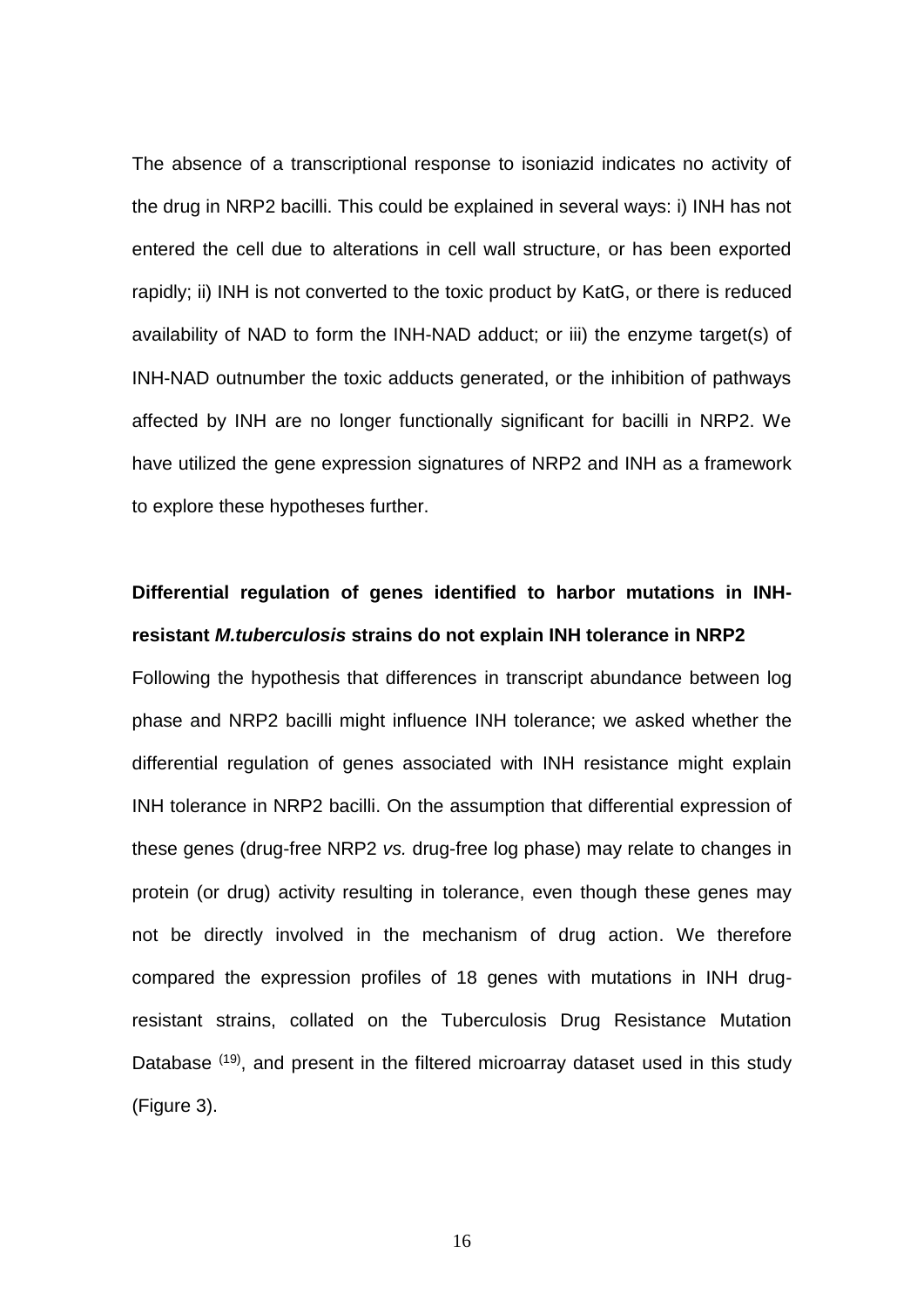The absence of a transcriptional response to isoniazid indicates no activity of the drug in NRP2 bacilli. This could be explained in several ways: i) INH has not entered the cell due to alterations in cell wall structure, or has been exported rapidly; ii) INH is not converted to the toxic product by KatG, or there is reduced availability of NAD to form the INH-NAD adduct; or iii) the enzyme target(s) of INH-NAD outnumber the toxic adducts generated, or the inhibition of pathways affected by INH are no longer functionally significant for bacilli in NRP2. We have utilized the gene expression signatures of NRP2 and INH as a framework to explore these hypotheses further.

**Differential regulation of genes identified to harbor mutations in INH-resistant *M.tuberculosis* strains do not explain INH tolerance in NRP2**

Following the hypothesis that differences in transcript abundance between log phase and NRP2 bacilli might influence INH tolerance; we asked whether the differential regulation of genes associated with INH resistance might explain INH tolerance in NRP2 bacilli. On the assumption that differential expression of these genes (drug-free NRP2 *vs.* drug-free log phase) may relate to changes in protein (or drug) activity resulting in tolerance, even though these genes may not be directly involved in the mechanism of drug action. We therefore compared the expression profiles of 18 genes with mutations in INH drug-resistant strains, collated on the Tuberculosis Drug Resistance Mutation Database [19], and present in the filtered microarray dataset used in this study (Figure 3).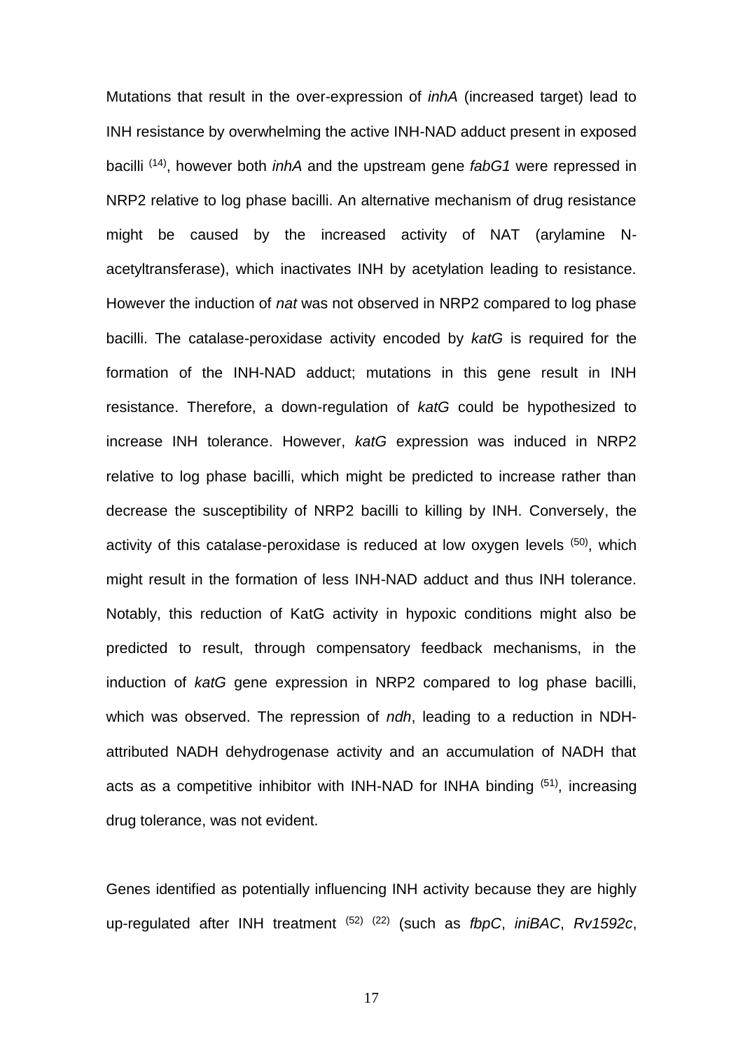Mutations that result in the over-expression of *inhA* (increased target) lead to INH resistance by overwhelming the active INH-NAD adduct present in exposed bacilli [(14)], however both *inhA* and the upstream gene *fabG1* were repressed in NRP2 relative to log phase bacilli. An alternative mechanism of drug resistance might be caused by the increased activity of NAT (arylamine N-acetyltransferase), which inactivates INH by acetylation leading to resistance. However the induction of *nat* was not observed in NRP2 compared to log phase bacilli. The catalase-peroxidase activity encoded by *katG* is required for the formation of the INH-NAD adduct; mutations in this gene result in INH resistance. Therefore, a down-regulation of *katG* could be hypothesized to increase INH tolerance. However, *katG* expression was induced in NRP2 relative to log phase bacilli, which might be predicted to increase rather than decrease the susceptibility of NRP2 bacilli to killing by INH. Conversely, the activity of this catalase-peroxidase is reduced at low oxygen levels [(50)], which might result in the formation of less INH-NAD adduct and thus INH tolerance. Notably, this reduction of KatG activity in hypoxic conditions might also be predicted to result, through compensatory feedback mechanisms, in the induction of *katG* gene expression in NRP2 compared to log phase bacilli, which was observed. The repression of *ndh*, leading to a reduction in NDH-attributed NADH dehydrogenase activity and an accumulation of NADH that acts as a competitive inhibitor with INH-NAD for INHA binding [(51)], increasing drug tolerance, was not evident.

Genes identified as potentially influencing INH activity because they are highly up-regulated after INH treatment [(52)] [(22)] (such as *fbpC*, *iniBAC*, *Rv1592c*,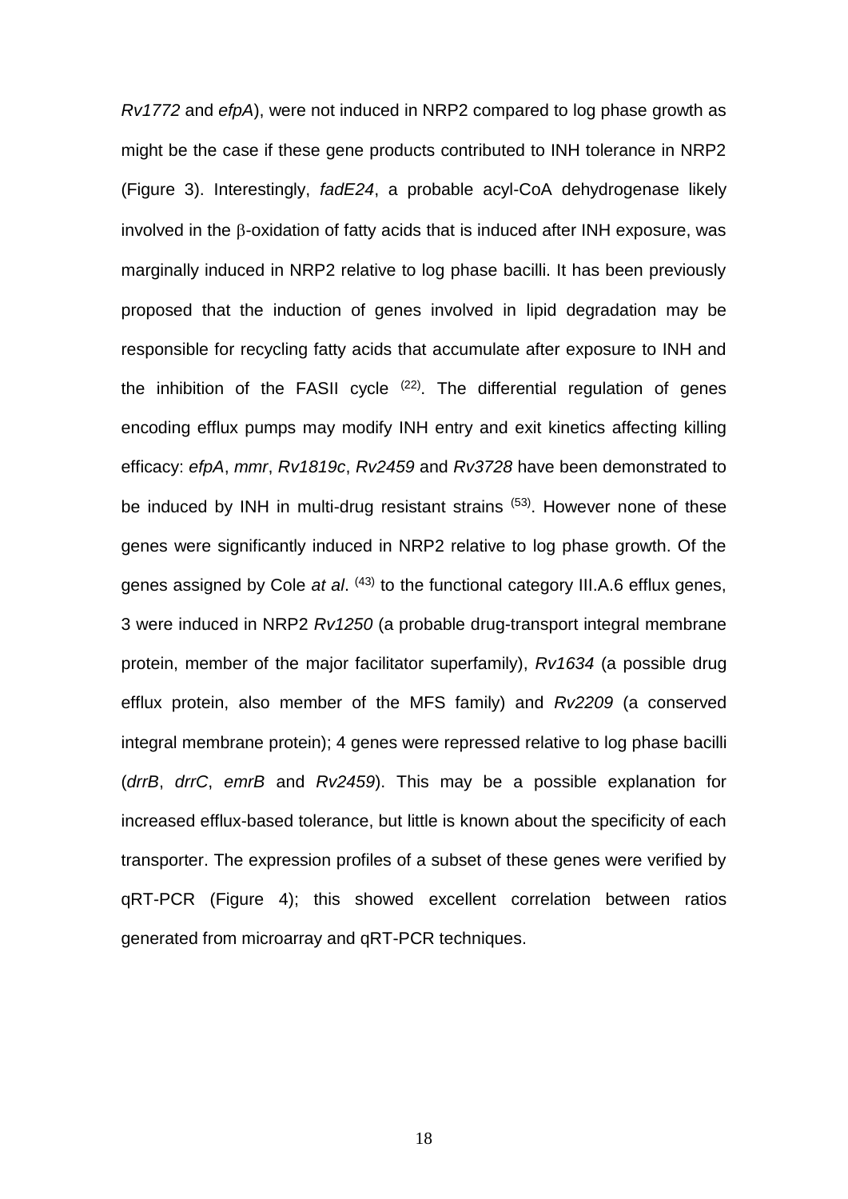*Rv1772* and *efpA*), were not induced in NRP2 compared to log phase growth as might be the case if these gene products contributed to INH tolerance in NRP2 (Figure 3). Interestingly, *fadE24*, a probable acyl-CoA dehydrogenase likely involved in the β-oxidation of fatty acids that is induced after INH exposure, was marginally induced in NRP2 relative to log phase bacilli. It has been previously proposed that the induction of genes involved in lipid degradation may be responsible for recycling fatty acids that accumulate after exposure to INH and the inhibition of the FASII cycle [(22)]. The differential regulation of genes encoding efflux pumps may modify INH entry and exit kinetics affecting killing efficacy: *efpA*, *mmr*, *Rv1819c*, *Rv2459* and *Rv3728* have been demonstrated to be induced by INH in multi-drug resistant strains [(53)]. However none of these genes were significantly induced in NRP2 relative to log phase growth. Of the genes assigned by Cole *at al*. [(43)] to the functional category III.A.6 efflux genes, 3 were induced in NRP2 *Rv1250* (a probable drug-transport integral membrane protein, member of the major facilitator superfamily), *Rv1634* (a possible drug efflux protein, also member of the MFS family) and *Rv2209* (a conserved integral membrane protein); 4 genes were repressed relative to log phase bacilli (*drrB*, *drrC*, *emrB* and *Rv2459*). This may be a possible explanation for increased efflux-based tolerance, but little is known about the specificity of each transporter. The expression profiles of a subset of these genes were verified by qRT-PCR (Figure 4); this showed excellent correlation between ratios generated from microarray and qRT-PCR techniques.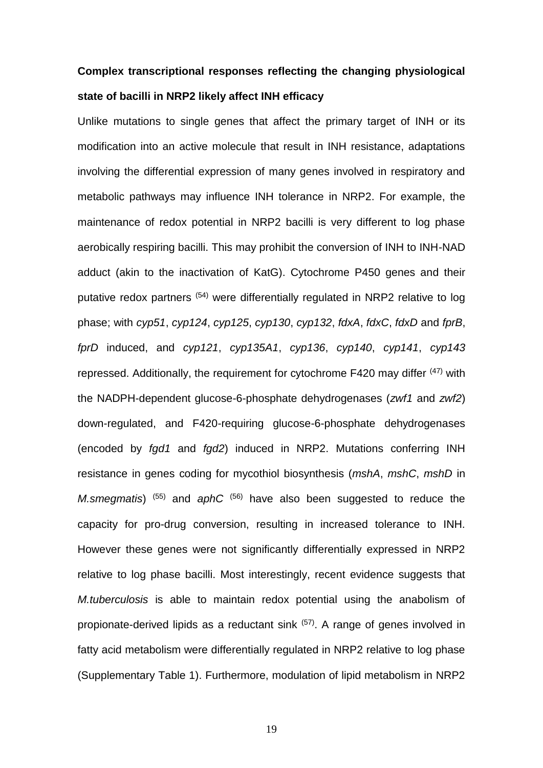**Complex transcriptional responses reflecting the changing physiological state of bacilli in NRP2 likely affect INH efficacy**

Unlike mutations to single genes that affect the primary target of INH or its modification into an active molecule that result in INH resistance, adaptations involving the differential expression of many genes involved in respiratory and metabolic pathways may influence INH tolerance in NRP2. For example, the maintenance of redox potential in NRP2 bacilli is very different to log phase aerobically respiring bacilli. This may prohibit the conversion of INH to INH-NAD adduct (akin to the inactivation of KatG). Cytochrome P450 genes and their putative redox partners [54] were differentially regulated in NRP2 relative to log phase; with *cyp51*, *cyp124*, *cyp125*, *cyp130*, *cyp132*, *fdxA*, *fdxC*, *fdxD* and *fprB*, *fprD* induced, and *cyp121*, *cyp135A1*, *cyp136*, *cyp140*, *cyp141*, *cyp143* repressed. Additionally, the requirement for cytochrome F420 may differ [47] with the NADPH-dependent glucose-6-phosphate dehydrogenases (*zwf1* and *zwf2*) down-regulated, and F420-requiring glucose-6-phosphate dehydrogenases (encoded by *fgd1* and *fgd2*) induced in NRP2. Mutations conferring INH resistance in genes coding for mycothiol biosynthesis (*mshA*, *mshC*, *mshD* in *M.smegmatis*) [55] and *aphC* [56] have also been suggested to reduce the capacity for pro-drug conversion, resulting in increased tolerance to INH. However these genes were not significantly differentially expressed in NRP2 relative to log phase bacilli. Most interestingly, recent evidence suggests that *M.tuberculosis* is able to maintain redox potential using the anabolism of propionate-derived lipids as a reductant sink [57]. A range of genes involved in fatty acid metabolism were differentially regulated in NRP2 relative to log phase (Supplementary Table 1). Furthermore, modulation of lipid metabolism in NRP2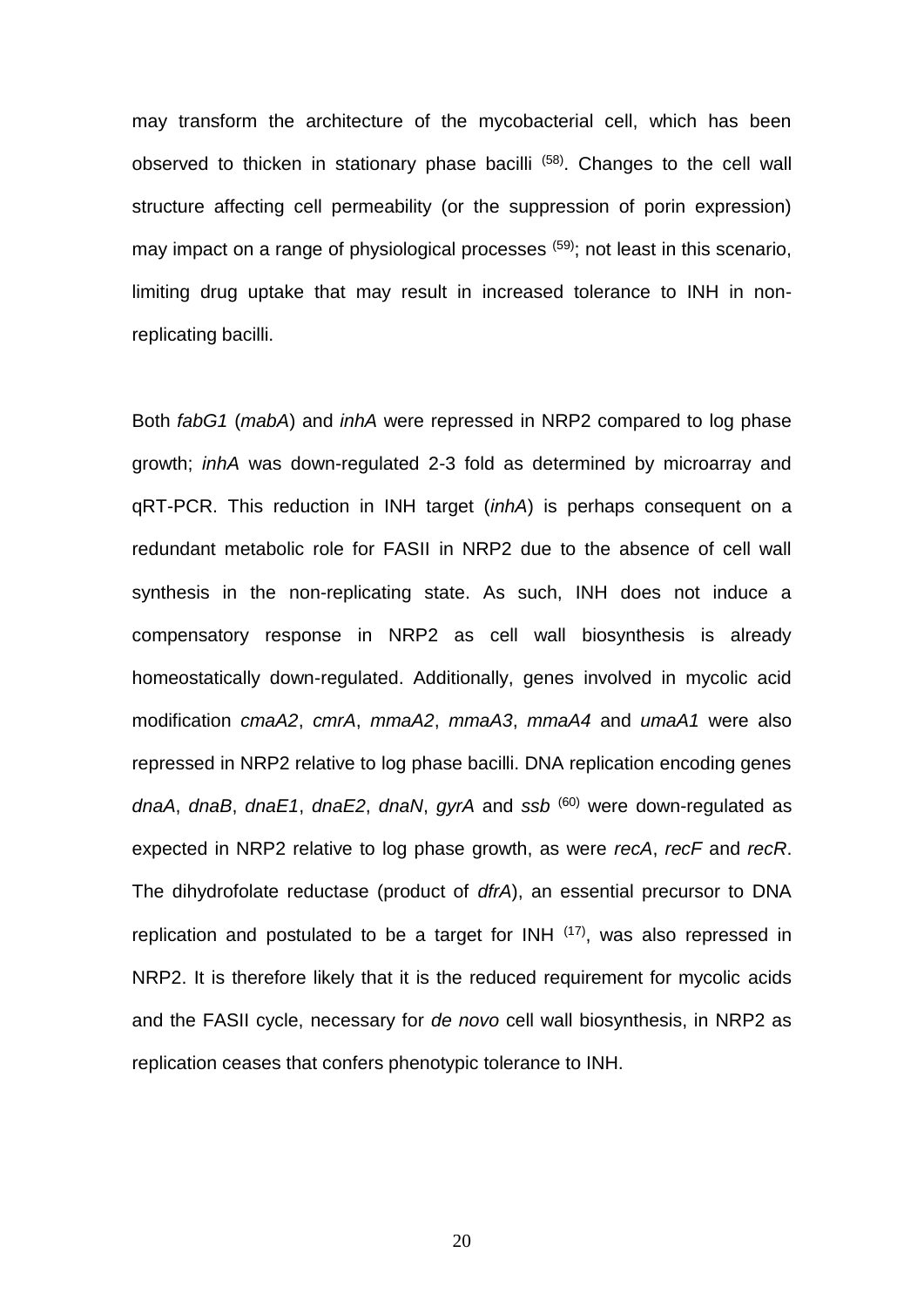may transform the architecture of the mycobacterial cell, which has been observed to thicken in stationary phase bacilli [58]. Changes to the cell wall structure affecting cell permeability (or the suppression of porin expression) may impact on a range of physiological processes [59]; not least in this scenario, limiting drug uptake that may result in increased tolerance to INH in non-replicating bacilli.

Both *fabG1* (*mabA*) and *inhA* were repressed in NRP2 compared to log phase growth; *inhA* was down-regulated 2-3 fold as determined by microarray and qRT-PCR. This reduction in INH target (*inhA*) is perhaps consequent on a redundant metabolic role for FASII in NRP2 due to the absence of cell wall synthesis in the non-replicating state. As such, INH does not induce a compensatory response in NRP2 as cell wall biosynthesis is already homeostatically down-regulated. Additionally, genes involved in mycolic acid modification *cmaA2*, *cmrA*, *mmaA2*, *mmaA3*, *mmaA4* and *umaA1* were also repressed in NRP2 relative to log phase bacilli. DNA replication encoding genes *dnaA*, *dnaB*, *dnaE1*, *dnaE2*, *dnaN*, *gyrA* and *ssb* [60] were down-regulated as expected in NRP2 relative to log phase growth, as were *recA*, *recF* and *recR*. The dihydrofolate reductase (product of *dfrA*), an essential precursor to DNA replication and postulated to be a target for INH [17], was also repressed in NRP2. It is therefore likely that it is the reduced requirement for mycolic acids and the FASII cycle, necessary for *de novo* cell wall biosynthesis, in NRP2 as replication ceases that confers phenotypic tolerance to INH.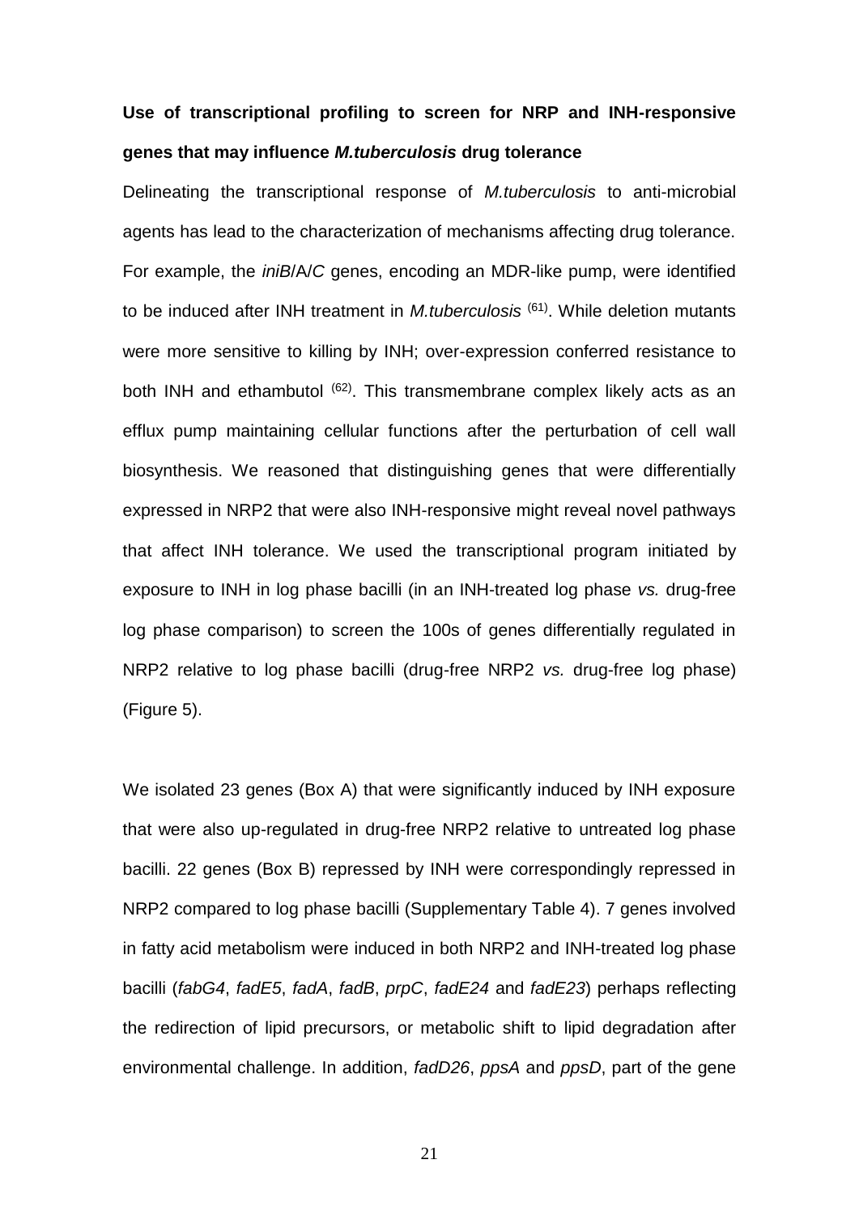**Use of transcriptional profiling to screen for NRP and INH-responsive genes that may influence *M.tuberculosis* drug tolerance**

Delineating the transcriptional response of *M.tuberculosis* to anti-microbial agents has lead to the characterization of mechanisms affecting drug tolerance. For example, the *iniB*/A/*C* genes, encoding an MDR-like pump, were identified to be induced after INH treatment in *M.tuberculosis* [(61)]. While deletion mutants were more sensitive to killing by INH; over-expression conferred resistance to both INH and ethambutol [(62)]. This transmembrane complex likely acts as an efflux pump maintaining cellular functions after the perturbation of cell wall biosynthesis. We reasoned that distinguishing genes that were differentially expressed in NRP2 that were also INH-responsive might reveal novel pathways that affect INH tolerance. We used the transcriptional program initiated by exposure to INH in log phase bacilli (in an INH-treated log phase *vs.* drug-free log phase comparison) to screen the 100s of genes differentially regulated in NRP2 relative to log phase bacilli (drug-free NRP2 *vs.* drug-free log phase) (Figure 5).

We isolated 23 genes (Box A) that were significantly induced by INH exposure that were also up-regulated in drug-free NRP2 relative to untreated log phase bacilli. 22 genes (Box B) repressed by INH were correspondingly repressed in NRP2 compared to log phase bacilli (Supplementary Table 4). 7 genes involved in fatty acid metabolism were induced in both NRP2 and INH-treated log phase bacilli (*fabG4*, *fadE5*, *fadA*, *fadB*, *prpC*, *fadE24* and *fadE23*) perhaps reflecting the redirection of lipid precursors, or metabolic shift to lipid degradation after environmental challenge. In addition, *fadD26*, *ppsA* and *ppsD*, part of the gene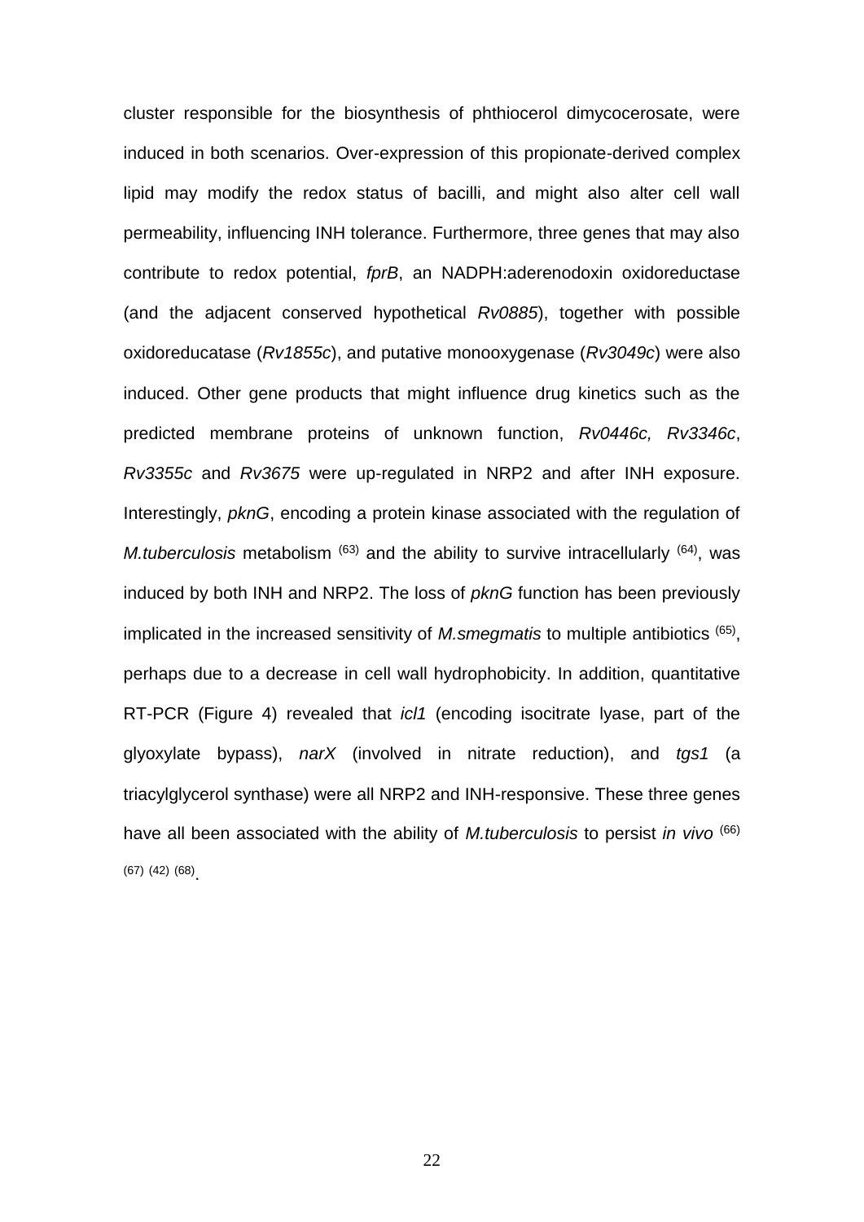cluster responsible for the biosynthesis of phthiocerol dimycocerosate, were induced in both scenarios. Over-expression of this propionate-derived complex lipid may modify the redox status of bacilli, and might also alter cell wall permeability, influencing INH tolerance. Furthermore, three genes that may also contribute to redox potential, *fprB*, an NADPH:aderenodoxin oxidoreductase (and the adjacent conserved hypothetical *Rv0885*), together with possible oxidoreducatase (*Rv1855c*), and putative monooxygenase (*Rv3049c*) were also induced. Other gene products that might influence drug kinetics such as the predicted membrane proteins of unknown function, *Rv0446c, Rv3346c*, *Rv3355c* and *Rv3675* were up-regulated in NRP2 and after INH exposure. Interestingly, *pknG*, encoding a protein kinase associated with the regulation of *M.tuberculosis* metabolism [(63)] and the ability to survive intracellularly [(64)], was induced by both INH and NRP2. The loss of *pknG* function has been previously implicated in the increased sensitivity of *M.smegmatis* to multiple antibiotics [(65)], perhaps due to a decrease in cell wall hydrophobicity. In addition, quantitative RT-PCR (Figure 4) revealed that *icl1* (encoding isocitrate lyase, part of the glyoxylate bypass), *narX* (involved in nitrate reduction), and *tgs1* (a triacylglycerol synthase) were all NRP2 and INH-responsive. These three genes have all been associated with the ability of *M.tuberculosis* to persist *in vivo* [(66)] [(67)] [(42)] [(68)].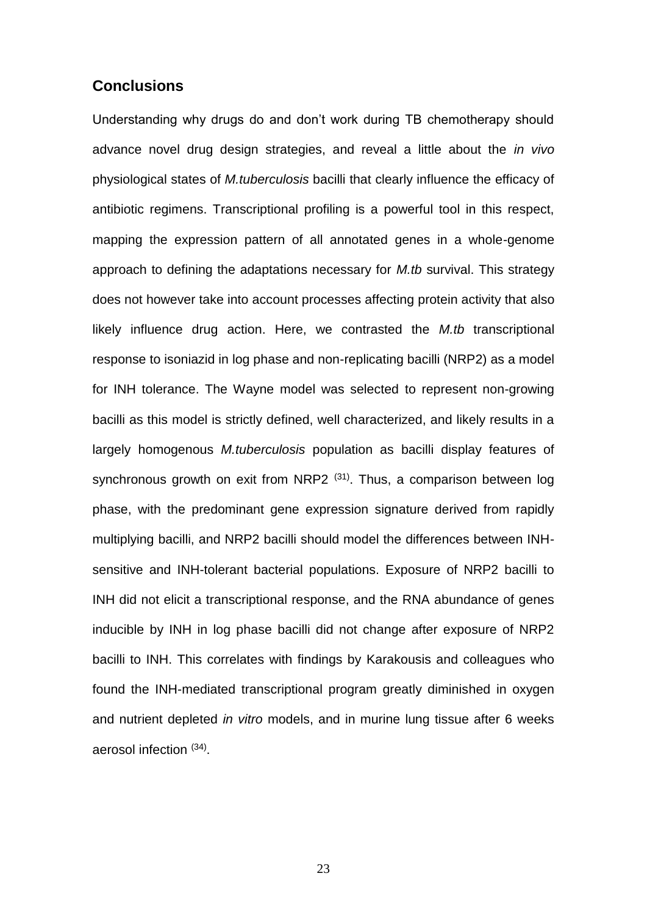## Conclusions

Understanding why drugs do and don't work during TB chemotherapy should advance novel drug design strategies, and reveal a little about the *in vivo* physiological states of *M.tuberculosis* bacilli that clearly influence the efficacy of antibiotic regimens. Transcriptional profiling is a powerful tool in this respect, mapping the expression pattern of all annotated genes in a whole-genome approach to defining the adaptations necessary for *M.tb* survival. This strategy does not however take into account processes affecting protein activity that also likely influence drug action. Here, we contrasted the *M.tb* transcriptional response to isoniazid in log phase and non-replicating bacilli (NRP2) as a model for INH tolerance. The Wayne model was selected to represent non-growing bacilli as this model is strictly defined, well characterized, and likely results in a largely homogenous *M.tuberculosis* population as bacilli display features of synchronous growth on exit from NRP2 [31]. Thus, a comparison between log phase, with the predominant gene expression signature derived from rapidly multiplying bacilli, and NRP2 bacilli should model the differences between INH-sensitive and INH-tolerant bacterial populations. Exposure of NRP2 bacilli to INH did not elicit a transcriptional response, and the RNA abundance of genes inducible by INH in log phase bacilli did not change after exposure of NRP2 bacilli to INH. This correlates with findings by Karakousis and colleagues who found the INH-mediated transcriptional program greatly diminished in oxygen and nutrient depleted *in vitro* models, and in murine lung tissue after 6 weeks aerosol infection [34].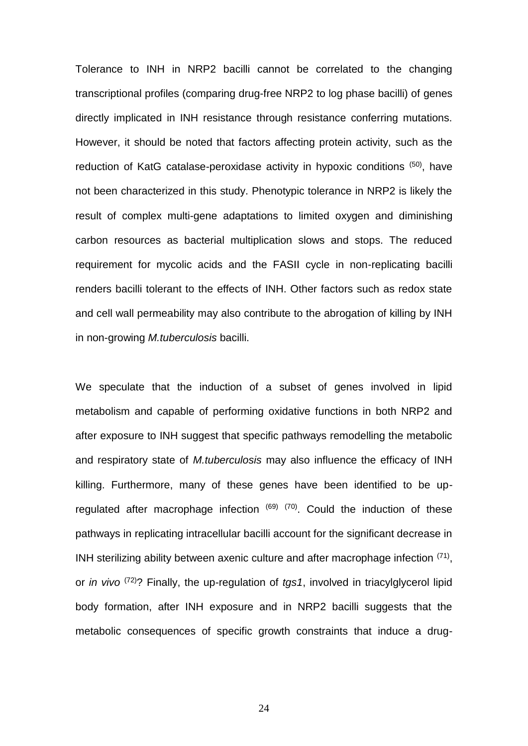Tolerance to INH in NRP2 bacilli cannot be correlated to the changing transcriptional profiles (comparing drug-free NRP2 to log phase bacilli) of genes directly implicated in INH resistance through resistance conferring mutations. However, it should be noted that factors affecting protein activity, such as the reduction of KatG catalase-peroxidase activity in hypoxic conditions [50], have not been characterized in this study. Phenotypic tolerance in NRP2 is likely the result of complex multi-gene adaptations to limited oxygen and diminishing carbon resources as bacterial multiplication slows and stops. The reduced requirement for mycolic acids and the FASII cycle in non-replicating bacilli renders bacilli tolerant to the effects of INH. Other factors such as redox state and cell wall permeability may also contribute to the abrogation of killing by INH in non-growing *M.tuberculosis* bacilli.

We speculate that the induction of a subset of genes involved in lipid metabolism and capable of performing oxidative functions in both NRP2 and after exposure to INH suggest that specific pathways remodelling the metabolic and respiratory state of *M.tuberculosis* may also influence the efficacy of INH killing. Furthermore, many of these genes have been identified to be up-regulated after macrophage infection [69] [70]. Could the induction of these pathways in replicating intracellular bacilli account for the significant decrease in INH sterilizing ability between axenic culture and after macrophage infection [71], or *in vivo* [72]? Finally, the up-regulation of *tgs1*, involved in triacylglycerol lipid body formation, after INH exposure and in NRP2 bacilli suggests that the metabolic consequences of specific growth constraints that induce a drug-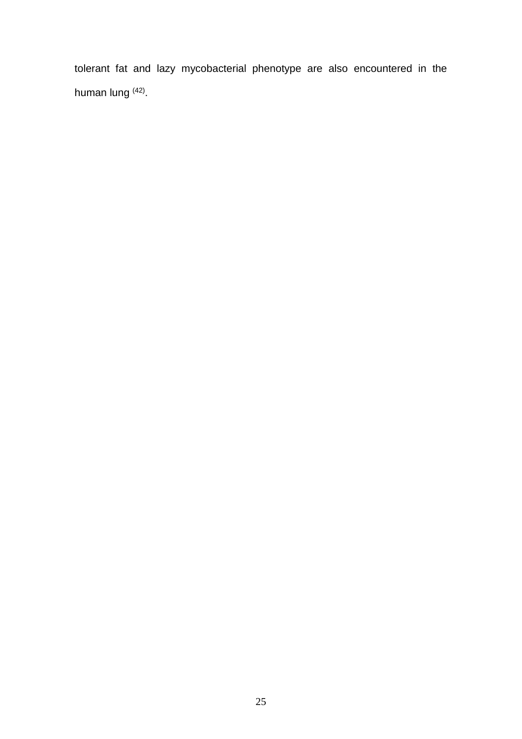tolerant fat and lazy mycobacterial phenotype are also encountered in the human lung [42].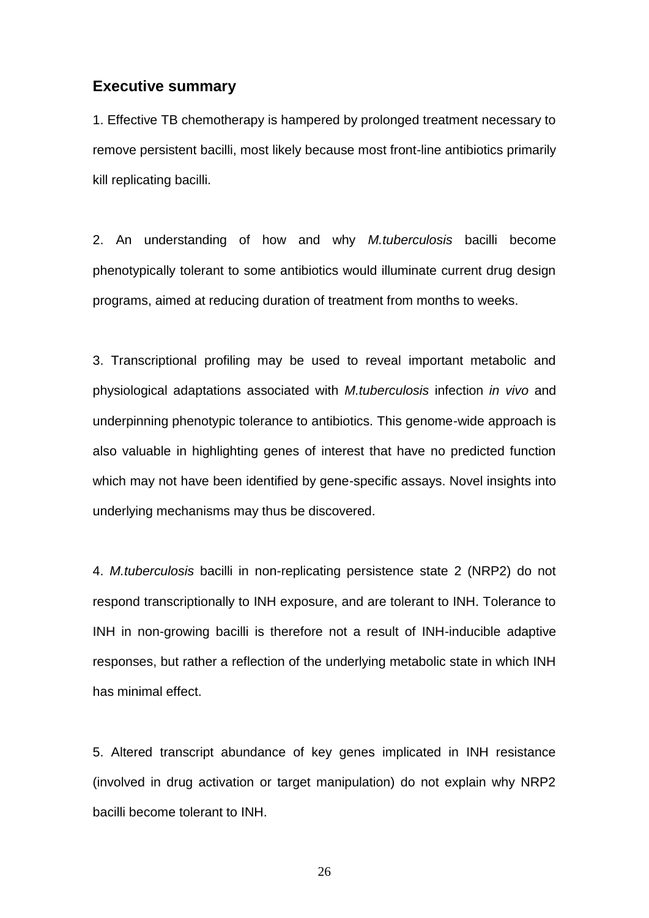## Executive summary

1. Effective TB chemotherapy is hampered by prolonged treatment necessary to remove persistent bacilli, most likely because most front-line antibiotics primarily kill replicating bacilli.

2. An understanding of how and why *M.tuberculosis* bacilli become phenotypically tolerant to some antibiotics would illuminate current drug design programs, aimed at reducing duration of treatment from months to weeks.

3. Transcriptional profiling may be used to reveal important metabolic and physiological adaptations associated with *M.tuberculosis* infection *in vivo* and underpinning phenotypic tolerance to antibiotics. This genome-wide approach is also valuable in highlighting genes of interest that have no predicted function which may not have been identified by gene-specific assays. Novel insights into underlying mechanisms may thus be discovered.

4. *M.tuberculosis* bacilli in non-replicating persistence state 2 (NRP2) do not respond transcriptionally to INH exposure, and are tolerant to INH. Tolerance to INH in non-growing bacilli is therefore not a result of INH-inducible adaptive responses, but rather a reflection of the underlying metabolic state in which INH has minimal effect.

5. Altered transcript abundance of key genes implicated in INH resistance (involved in drug activation or target manipulation) do not explain why NRP2 bacilli become tolerant to INH.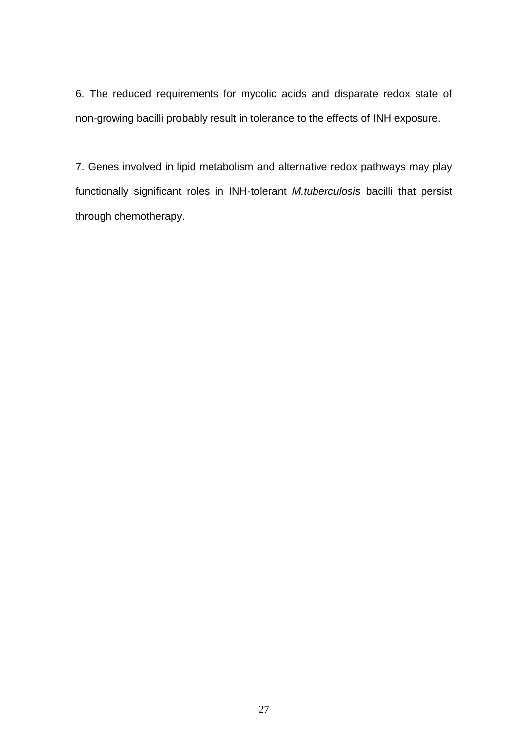6. The reduced requirements for mycolic acids and disparate redox state of non-growing bacilli probably result in tolerance to the effects of INH exposure.

7. Genes involved in lipid metabolism and alternative redox pathways may play functionally significant roles in INH-tolerant *M.tuberculosis* bacilli that persist through chemotherapy.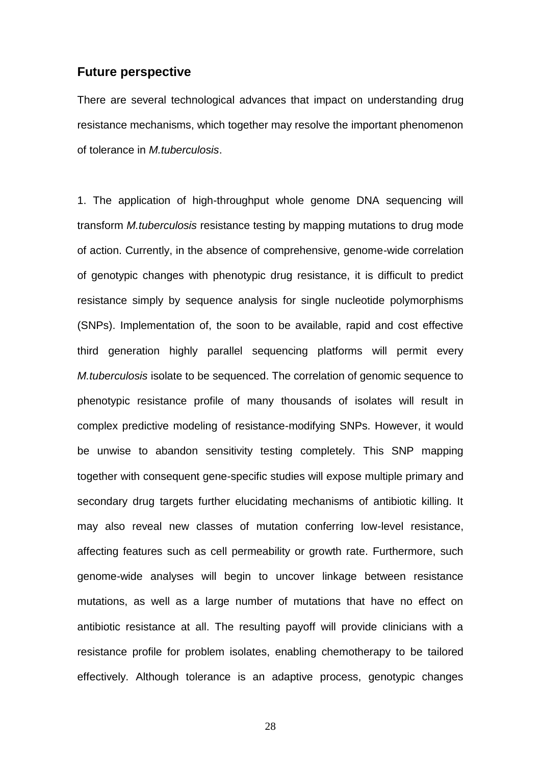## Future perspective

There are several technological advances that impact on understanding drug resistance mechanisms, which together may resolve the important phenomenon of tolerance in *M.tuberculosis*.

1. The application of high-throughput whole genome DNA sequencing will transform *M.tuberculosis* resistance testing by mapping mutations to drug mode of action. Currently, in the absence of comprehensive, genome-wide correlation of genotypic changes with phenotypic drug resistance, it is difficult to predict resistance simply by sequence analysis for single nucleotide polymorphisms (SNPs). Implementation of, the soon to be available, rapid and cost effective third generation highly parallel sequencing platforms will permit every *M.tuberculosis* isolate to be sequenced. The correlation of genomic sequence to phenotypic resistance profile of many thousands of isolates will result in complex predictive modeling of resistance-modifying SNPs. However, it would be unwise to abandon sensitivity testing completely. This SNP mapping together with consequent gene-specific studies will expose multiple primary and secondary drug targets further elucidating mechanisms of antibiotic killing. It may also reveal new classes of mutation conferring low-level resistance, affecting features such as cell permeability or growth rate. Furthermore, such genome-wide analyses will begin to uncover linkage between resistance mutations, as well as a large number of mutations that have no effect on antibiotic resistance at all. The resulting payoff will provide clinicians with a resistance profile for problem isolates, enabling chemotherapy to be tailored effectively. Although tolerance is an adaptive process, genotypic changes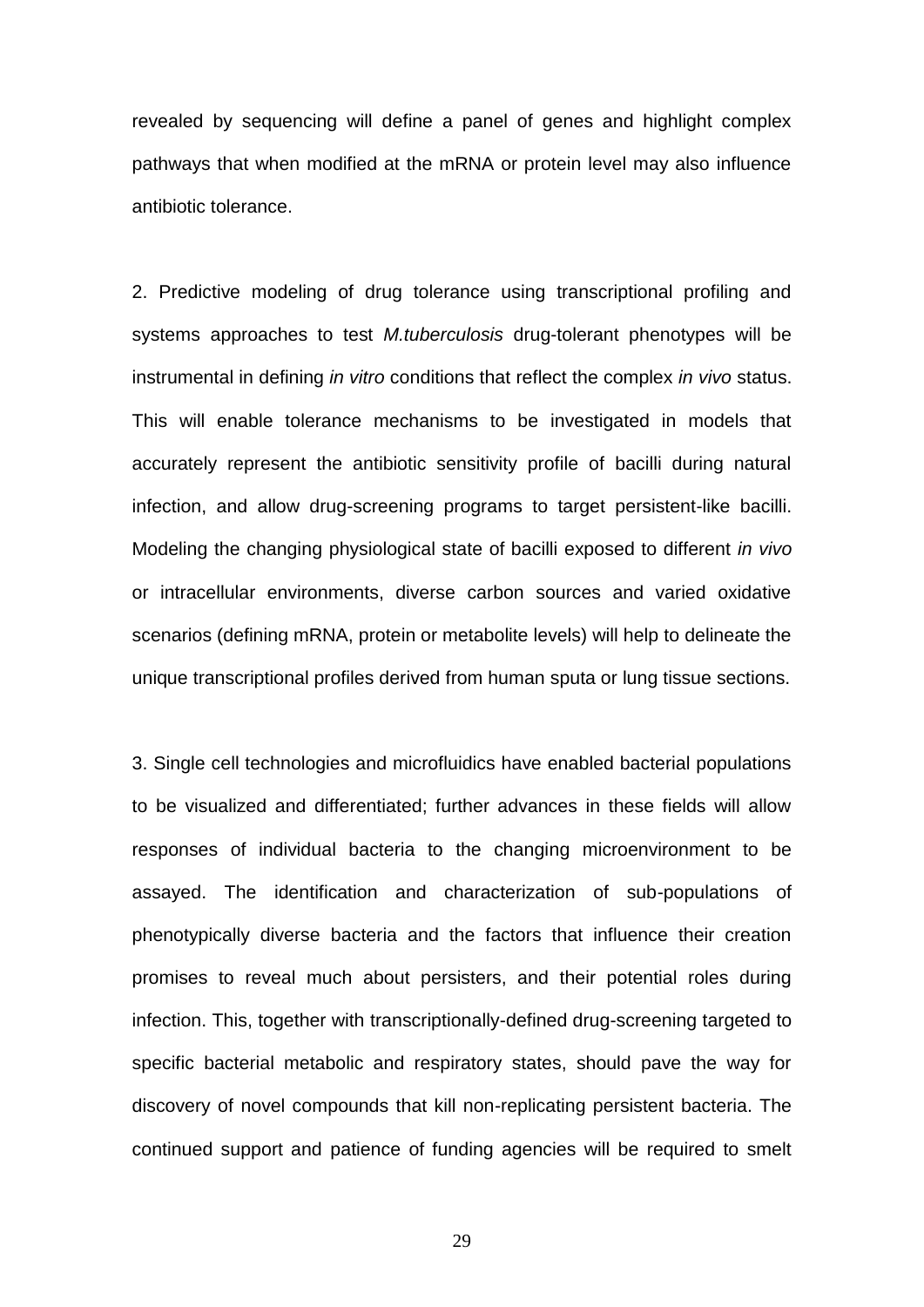revealed by sequencing will define a panel of genes and highlight complex pathways that when modified at the mRNA or protein level may also influence antibiotic tolerance.

2. Predictive modeling of drug tolerance using transcriptional profiling and systems approaches to test *M.tuberculosis* drug-tolerant phenotypes will be instrumental in defining *in vitro* conditions that reflect the complex *in vivo* status. This will enable tolerance mechanisms to be investigated in models that accurately represent the antibiotic sensitivity profile of bacilli during natural infection, and allow drug-screening programs to target persistent-like bacilli. Modeling the changing physiological state of bacilli exposed to different *in vivo* or intracellular environments, diverse carbon sources and varied oxidative scenarios (defining mRNA, protein or metabolite levels) will help to delineate the unique transcriptional profiles derived from human sputa or lung tissue sections.

3. Single cell technologies and microfluidics have enabled bacterial populations to be visualized and differentiated; further advances in these fields will allow responses of individual bacteria to the changing microenvironment to be assayed. The identification and characterization of sub-populations of phenotypically diverse bacteria and the factors that influence their creation promises to reveal much about persisters, and their potential roles during infection. This, together with transcriptionally-defined drug-screening targeted to specific bacterial metabolic and respiratory states, should pave the way for discovery of novel compounds that kill non-replicating persistent bacteria. The continued support and patience of funding agencies will be required to smelt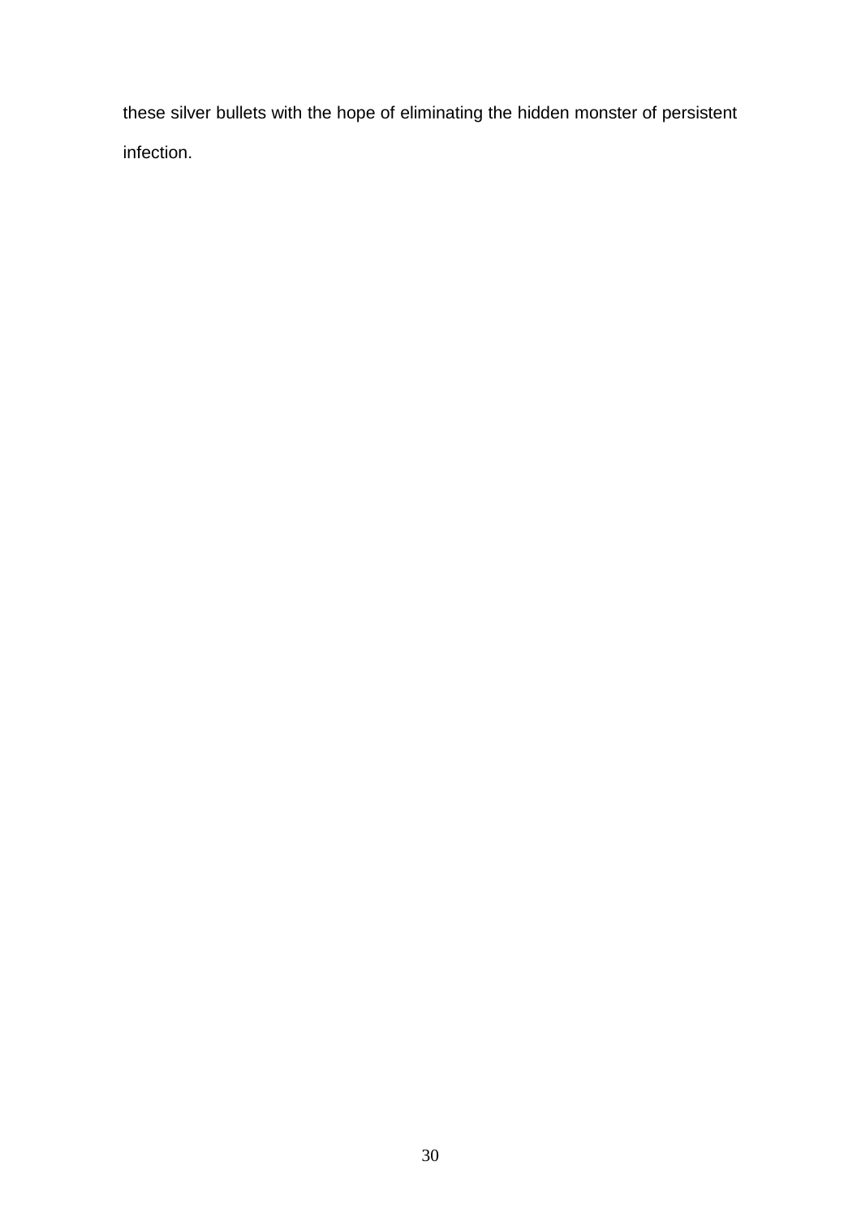these silver bullets with the hope of eliminating the hidden monster of persistent infection.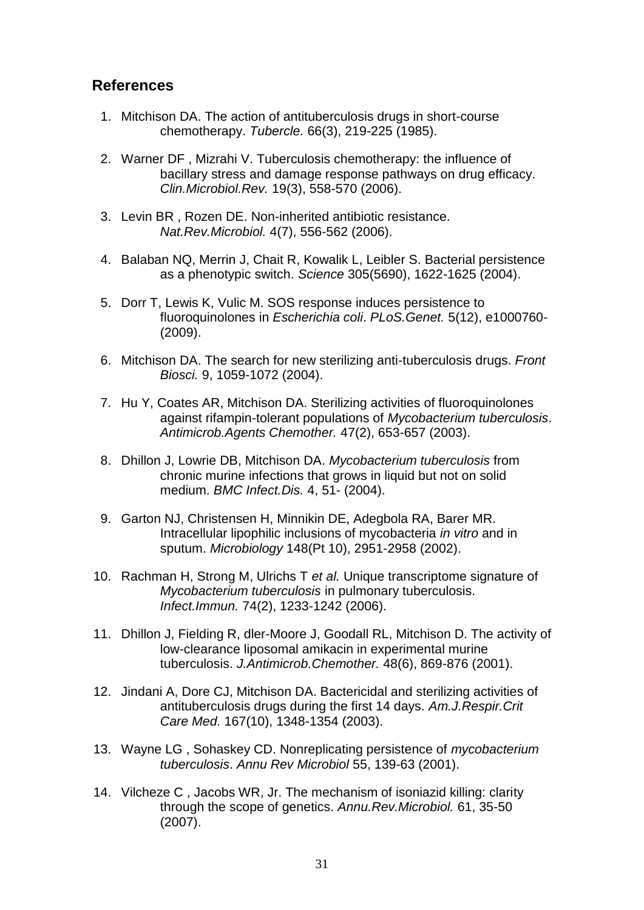## References

1. Mitchison DA. The action of antituberculosis drugs in short-course chemotherapy. *Tubercle.* 66(3), 219-225 (1985).

2. Warner DF , Mizrahi V. Tuberculosis chemotherapy: the influence of bacillary stress and damage response pathways on drug efficacy. *Clin.Microbiol.Rev.* 19(3), 558-570 (2006).

3. Levin BR , Rozen DE. Non-inherited antibiotic resistance. *Nat.Rev.Microbiol.* 4(7), 556-562 (2006).

4. Balaban NQ, Merrin J, Chait R, Kowalik L, Leibler S. Bacterial persistence as a phenotypic switch. *Science* 305(5690), 1622-1625 (2004).

5. Dorr T, Lewis K, Vulic M. SOS response induces persistence to fluoroquinolones in *Escherichia coli*. *PLoS.Genet.* 5(12), e1000760- (2009).

6. Mitchison DA. The search for new sterilizing anti-tuberculosis drugs. *Front Biosci.* 9, 1059-1072 (2004).

7. Hu Y, Coates AR, Mitchison DA. Sterilizing activities of fluoroquinolones against rifampin-tolerant populations of *Mycobacterium tuberculosis*. *Antimicrob.Agents Chemother.* 47(2), 653-657 (2003).

8. Dhillon J, Lowrie DB, Mitchison DA. *Mycobacterium tuberculosis* from chronic murine infections that grows in liquid but not on solid medium. *BMC Infect.Dis.* 4, 51- (2004).

9. Garton NJ, Christensen H, Minnikin DE, Adegbola RA, Barer MR. Intracellular lipophilic inclusions of mycobacteria *in vitro* and in sputum. *Microbiology* 148(Pt 10), 2951-2958 (2002).

10. Rachman H, Strong M, Ulrichs T *et al.* Unique transcriptome signature of *Mycobacterium tuberculosis* in pulmonary tuberculosis. *Infect.Immun.* 74(2), 1233-1242 (2006).

11. Dhillon J, Fielding R, dler-Moore J, Goodall RL, Mitchison D. The activity of low-clearance liposomal amikacin in experimental murine tuberculosis. *J.Antimicrob.Chemother.* 48(6), 869-876 (2001).

12. Jindani A, Dore CJ, Mitchison DA. Bactericidal and sterilizing activities of antituberculosis drugs during the first 14 days. *Am.J.Respir.Crit Care Med.* 167(10), 1348-1354 (2003).

13. Wayne LG , Sohaskey CD. Nonreplicating persistence of *mycobacterium tuberculosis*. *Annu Rev Microbiol* 55, 139-63 (2001).

14. Vilcheze C , Jacobs WR, Jr. The mechanism of isoniazid killing: clarity through the scope of genetics. *Annu.Rev.Microbiol.* 61, 35-50 (2007).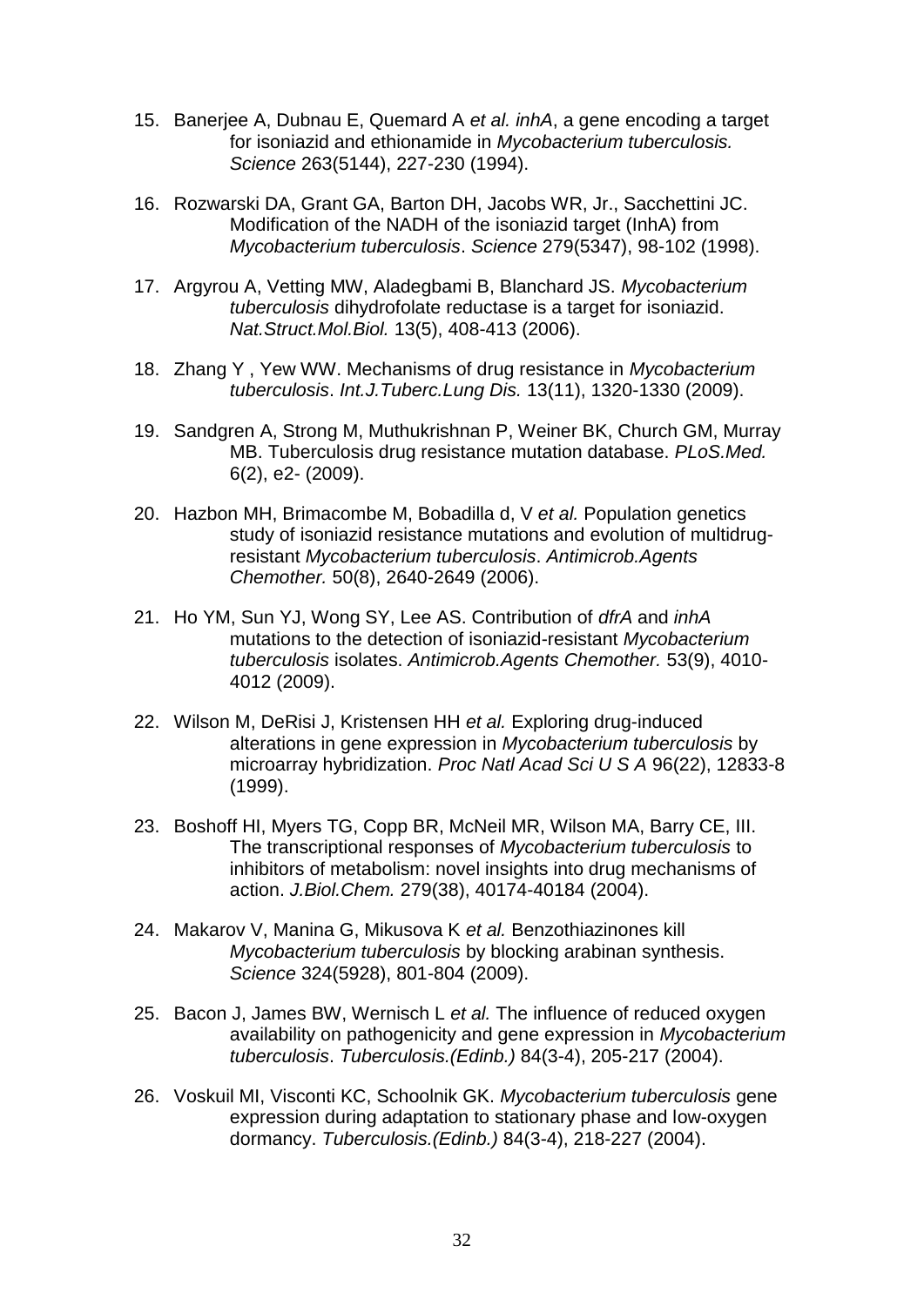15. Banerjee A, Dubnau E, Quemard A *et al. inhA*, a gene encoding a target for isoniazid and ethionamide in *Mycobacterium tuberculosis. Science* 263(5144), 227-230 (1994).

16. Rozwarski DA, Grant GA, Barton DH, Jacobs WR, Jr., Sacchettini JC. Modification of the NADH of the isoniazid target (InhA) from *Mycobacterium tuberculosis*. *Science* 279(5347), 98-102 (1998).

17. Argyrou A, Vetting MW, Aladegbami B, Blanchard JS. *Mycobacterium tuberculosis* dihydrofolate reductase is a target for isoniazid. *Nat.Struct.Mol.Biol.* 13(5), 408-413 (2006).

18. Zhang Y , Yew WW. Mechanisms of drug resistance in *Mycobacterium tuberculosis*. *Int.J.Tuberc.Lung Dis.* 13(11), 1320-1330 (2009).

19. Sandgren A, Strong M, Muthukrishnan P, Weiner BK, Church GM, Murray MB. Tuberculosis drug resistance mutation database. *PLoS.Med.* 6(2), e2- (2009).

20. Hazbon MH, Brimacombe M, Bobadilla d, V *et al.* Population genetics study of isoniazid resistance mutations and evolution of multidrug-resistant *Mycobacterium tuberculosis*. *Antimicrob.Agents Chemother.* 50(8), 2640-2649 (2006).

21. Ho YM, Sun YJ, Wong SY, Lee AS. Contribution of *dfrA* and *inhA* mutations to the detection of isoniazid-resistant *Mycobacterium tuberculosis* isolates. *Antimicrob.Agents Chemother.* 53(9), 4010-4012 (2009).

22. Wilson M, DeRisi J, Kristensen HH *et al.* Exploring drug-induced alterations in gene expression in *Mycobacterium tuberculosis* by microarray hybridization. *Proc Natl Acad Sci U S A* 96(22), 12833-8 (1999).

23. Boshoff HI, Myers TG, Copp BR, McNeil MR, Wilson MA, Barry CE, III. The transcriptional responses of *Mycobacterium tuberculosis* to inhibitors of metabolism: novel insights into drug mechanisms of action. *J.Biol.Chem.* 279(38), 40174-40184 (2004).

24. Makarov V, Manina G, Mikusova K *et al.* Benzothiazinones kill *Mycobacterium tuberculosis* by blocking arabinan synthesis. *Science* 324(5928), 801-804 (2009).

25. Bacon J, James BW, Wernisch L *et al.* The influence of reduced oxygen availability on pathogenicity and gene expression in *Mycobacterium tuberculosis*. *Tuberculosis.(Edinb.)* 84(3-4), 205-217 (2004).

26. Voskuil MI, Visconti KC, Schoolnik GK. *Mycobacterium tuberculosis* gene expression during adaptation to stationary phase and low-oxygen dormancy. *Tuberculosis.(Edinb.)* 84(3-4), 218-227 (2004).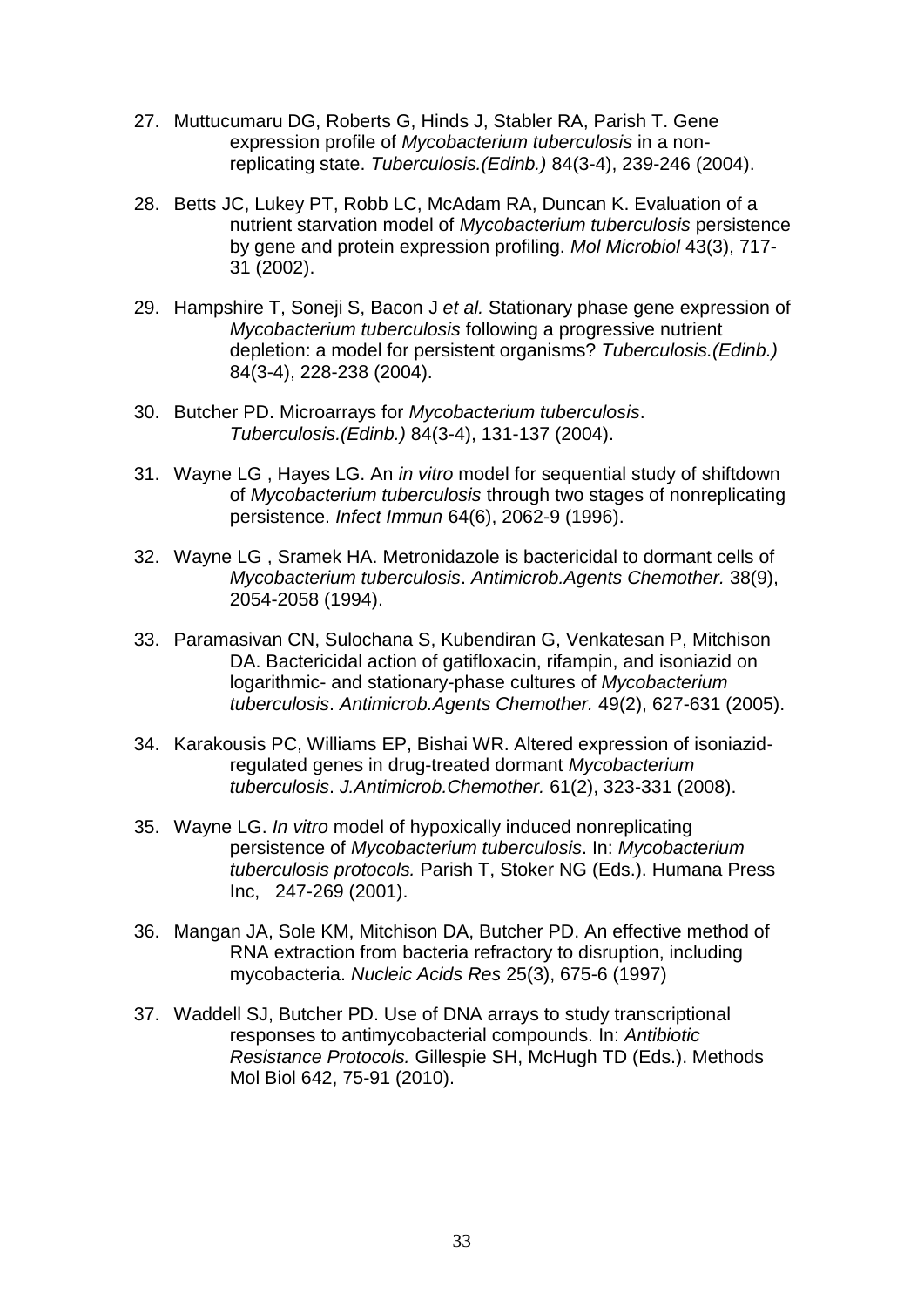27. Muttucumaru DG, Roberts G, Hinds J, Stabler RA, Parish T. Gene expression profile of *Mycobacterium tuberculosis* in a non-replicating state. *Tuberculosis.(Edinb.)* 84(3-4), 239-246 (2004).

28. Betts JC, Lukey PT, Robb LC, McAdam RA, Duncan K. Evaluation of a nutrient starvation model of *Mycobacterium tuberculosis* persistence by gene and protein expression profiling. *Mol Microbiol* 43(3), 717-31 (2002).

29. Hampshire T, Soneji S, Bacon J *et al.* Stationary phase gene expression of *Mycobacterium tuberculosis* following a progressive nutrient depletion: a model for persistent organisms? *Tuberculosis.(Edinb.)* 84(3-4), 228-238 (2004).

30. Butcher PD. Microarrays for *Mycobacterium tuberculosis*. *Tuberculosis.(Edinb.)* 84(3-4), 131-137 (2004).

31. Wayne LG , Hayes LG. An *in vitro* model for sequential study of shiftdown of *Mycobacterium tuberculosis* through two stages of nonreplicating persistence. *Infect Immun* 64(6), 2062-9 (1996).

32. Wayne LG , Sramek HA. Metronidazole is bactericidal to dormant cells of *Mycobacterium tuberculosis*. *Antimicrob.Agents Chemother.* 38(9), 2054-2058 (1994).

33. Paramasivan CN, Sulochana S, Kubendiran G, Venkatesan P, Mitchison DA. Bactericidal action of gatifloxacin, rifampin, and isoniazid on logarithmic- and stationary-phase cultures of *Mycobacterium tuberculosis*. *Antimicrob.Agents Chemother.* 49(2), 627-631 (2005).

34. Karakousis PC, Williams EP, Bishai WR. Altered expression of isoniazid-regulated genes in drug-treated dormant *Mycobacterium tuberculosis*. *J.Antimicrob.Chemother.* 61(2), 323-331 (2008).

35. Wayne LG. *In vitro* model of hypoxically induced nonreplicating persistence of *Mycobacterium tuberculosis*. In: *Mycobacterium tuberculosis protocols.* Parish T, Stoker NG (Eds.). Humana Press Inc, 247-269 (2001).

36. Mangan JA, Sole KM, Mitchison DA, Butcher PD. An effective method of RNA extraction from bacteria refractory to disruption, including mycobacteria. *Nucleic Acids Res* 25(3), 675-6 (1997)

37. Waddell SJ, Butcher PD. Use of DNA arrays to study transcriptional responses to antimycobacterial compounds. In: *Antibiotic Resistance Protocols.* Gillespie SH, McHugh TD (Eds.). Methods Mol Biol 642, 75-91 (2010).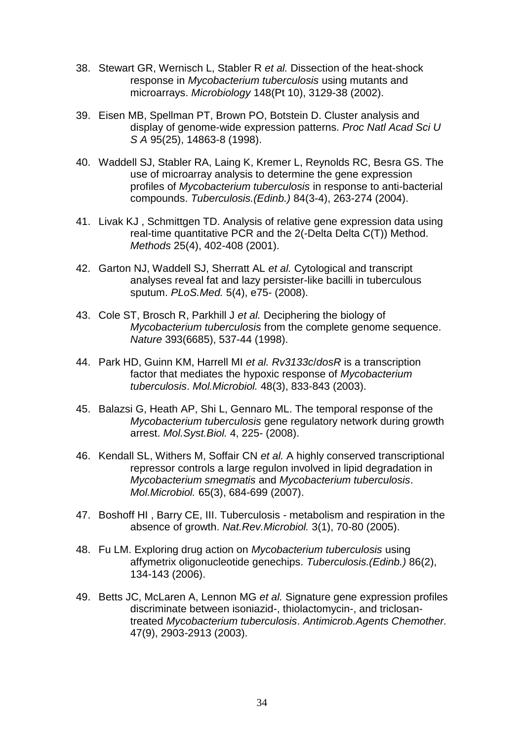38. Stewart GR, Wernisch L, Stabler R *et al.* Dissection of the heat-shock response in *Mycobacterium tuberculosis* using mutants and microarrays. *Microbiology* 148(Pt 10), 3129-38 (2002).

39. Eisen MB, Spellman PT, Brown PO, Botstein D. Cluster analysis and display of genome-wide expression patterns. *Proc Natl Acad Sci U S A* 95(25), 14863-8 (1998).

40. Waddell SJ, Stabler RA, Laing K, Kremer L, Reynolds RC, Besra GS. The use of microarray analysis to determine the gene expression profiles of *Mycobacterium tuberculosis* in response to anti-bacterial compounds. *Tuberculosis.(Edinb.)* 84(3-4), 263-274 (2004).

41. Livak KJ , Schmittgen TD. Analysis of relative gene expression data using real-time quantitative PCR and the 2(-Delta Delta C(T)) Method. *Methods* 25(4), 402-408 (2001).

42. Garton NJ, Waddell SJ, Sherratt AL *et al.* Cytological and transcript analyses reveal fat and lazy persister-like bacilli in tuberculous sputum. *PLoS.Med.* 5(4), e75- (2008).

43. Cole ST, Brosch R, Parkhill J *et al.* Deciphering the biology of *Mycobacterium tuberculosis* from the complete genome sequence. *Nature* 393(6685), 537-44 (1998).

44. Park HD, Guinn KM, Harrell MI *et al. Rv3133c*/*dosR* is a transcription factor that mediates the hypoxic response of *Mycobacterium tuberculosis*. *Mol.Microbiol.* 48(3), 833-843 (2003).

45. Balazsi G, Heath AP, Shi L, Gennaro ML. The temporal response of the *Mycobacterium tuberculosis* gene regulatory network during growth arrest. *Mol.Syst.Biol.* 4, 225- (2008).

46. Kendall SL, Withers M, Soffair CN *et al.* A highly conserved transcriptional repressor controls a large regulon involved in lipid degradation in *Mycobacterium smegmatis* and *Mycobacterium tuberculosis*. *Mol.Microbiol.* 65(3), 684-699 (2007).

47. Boshoff HI , Barry CE, III. Tuberculosis - metabolism and respiration in the absence of growth. *Nat.Rev.Microbiol.* 3(1), 70-80 (2005).

48. Fu LM. Exploring drug action on *Mycobacterium tuberculosis* using affymetrix oligonucleotide genechips. *Tuberculosis.(Edinb.)* 86(2), 134-143 (2006).

49. Betts JC, McLaren A, Lennon MG *et al.* Signature gene expression profiles discriminate between isoniazid-, thiolactomycin-, and triclosan-treated *Mycobacterium tuberculosis*. *Antimicrob.Agents Chemother.* 47(9), 2903-2913 (2003).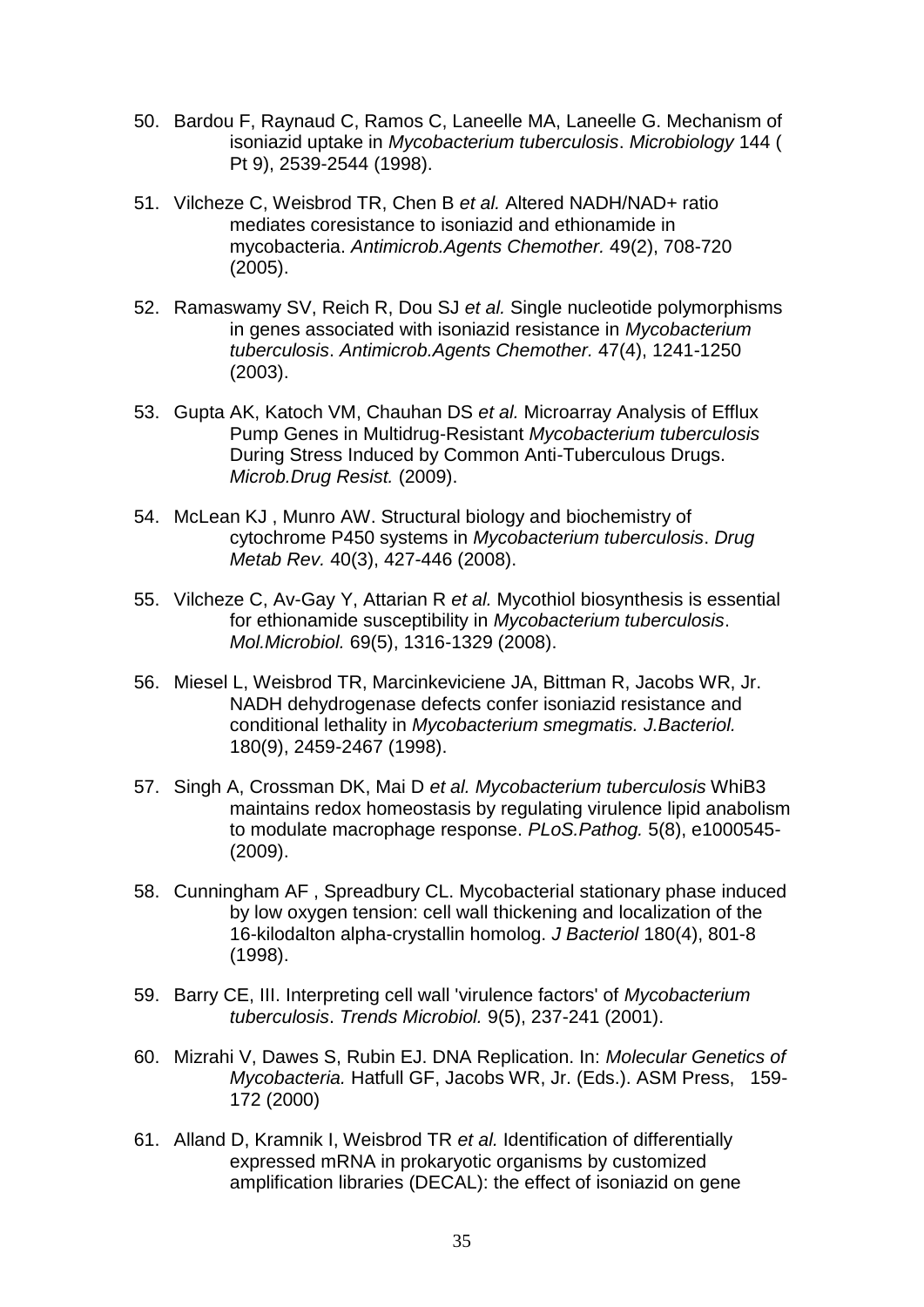50. Bardou F, Raynaud C, Ramos C, Laneelle MA, Laneelle G. Mechanism of isoniazid uptake in *Mycobacterium tuberculosis*. *Microbiology* 144 ( Pt 9), 2539-2544 (1998).

51. Vilcheze C, Weisbrod TR, Chen B *et al.* Altered NADH/NAD+ ratio mediates coresistance to isoniazid and ethionamide in mycobacteria. *Antimicrob.Agents Chemother.* 49(2), 708-720 (2005).

52. Ramaswamy SV, Reich R, Dou SJ *et al.* Single nucleotide polymorphisms in genes associated with isoniazid resistance in *Mycobacterium tuberculosis*. *Antimicrob.Agents Chemother.* 47(4), 1241-1250 (2003).

53. Gupta AK, Katoch VM, Chauhan DS *et al.* Microarray Analysis of Efflux Pump Genes in Multidrug-Resistant *Mycobacterium tuberculosis* During Stress Induced by Common Anti-Tuberculous Drugs. *Microb.Drug Resist.* (2009).

54. McLean KJ , Munro AW. Structural biology and biochemistry of cytochrome P450 systems in *Mycobacterium tuberculosis*. *Drug Metab Rev.* 40(3), 427-446 (2008).

55. Vilcheze C, Av-Gay Y, Attarian R *et al.* Mycothiol biosynthesis is essential for ethionamide susceptibility in *Mycobacterium tuberculosis*. *Mol.Microbiol.* 69(5), 1316-1329 (2008).

56. Miesel L, Weisbrod TR, Marcinkeviciene JA, Bittman R, Jacobs WR, Jr. NADH dehydrogenase defects confer isoniazid resistance and conditional lethality in *Mycobacterium smegmatis. J.Bacteriol.* 180(9), 2459-2467 (1998).

57. Singh A, Crossman DK, Mai D *et al. Mycobacterium tuberculosis* WhiB3 maintains redox homeostasis by regulating virulence lipid anabolism to modulate macrophage response. *PLoS.Pathog.* 5(8), e1000545- (2009).

58. Cunningham AF , Spreadbury CL. Mycobacterial stationary phase induced by low oxygen tension: cell wall thickening and localization of the 16-kilodalton alpha-crystallin homolog. *J Bacteriol* 180(4), 801-8 (1998).

59. Barry CE, III. Interpreting cell wall 'virulence factors' of *Mycobacterium tuberculosis*. *Trends Microbiol.* 9(5), 237-241 (2001).

60. Mizrahi V, Dawes S, Rubin EJ. DNA Replication. In: *Molecular Genetics of Mycobacteria.* Hatfull GF, Jacobs WR, Jr. (Eds.). ASM Press, 159-172 (2000)

61. Alland D, Kramnik I, Weisbrod TR *et al.* Identification of differentially expressed mRNA in prokaryotic organisms by customized amplification libraries (DECAL): the effect of isoniazid on gene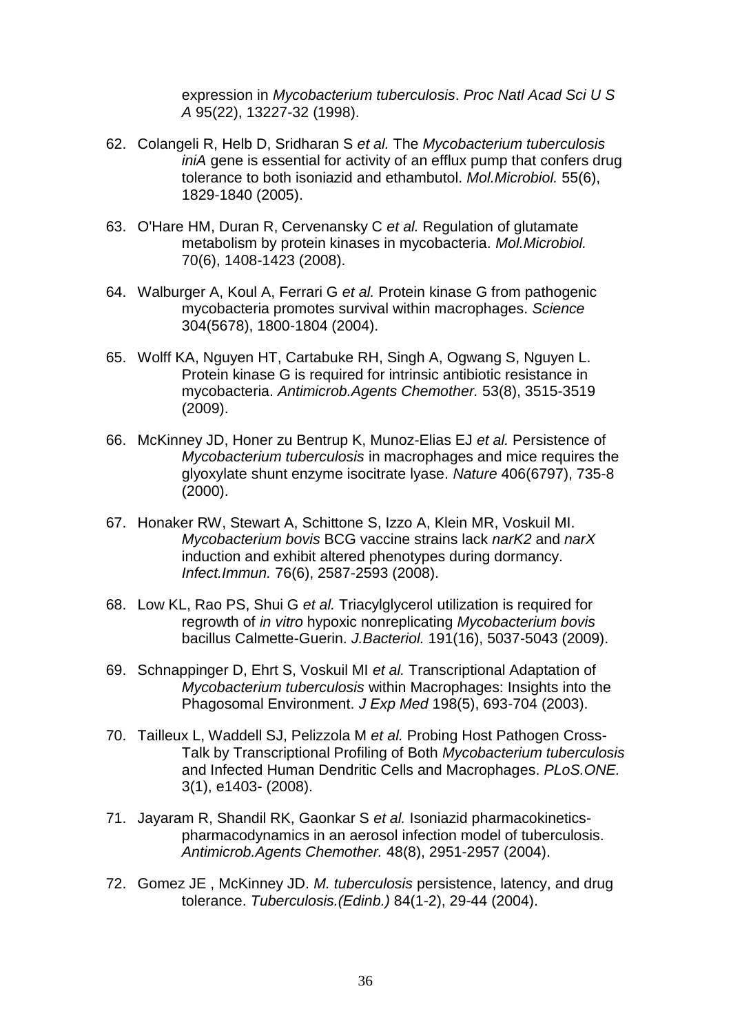expression in *Mycobacterium tuberculosis*. *Proc Natl Acad Sci U S A* 95(22), 13227-32 (1998).

62. Colangeli R, Helb D, Sridharan S *et al.* The *Mycobacterium tuberculosis iniA* gene is essential for activity of an efflux pump that confers drug tolerance to both isoniazid and ethambutol. *Mol.Microbiol.* 55(6), 1829-1840 (2005).

63. O'Hare HM, Duran R, Cervenansky C *et al.* Regulation of glutamate metabolism by protein kinases in mycobacteria. *Mol.Microbiol.* 70(6), 1408-1423 (2008).

64. Walburger A, Koul A, Ferrari G *et al.* Protein kinase G from pathogenic mycobacteria promotes survival within macrophages. *Science* 304(5678), 1800-1804 (2004).

65. Wolff KA, Nguyen HT, Cartabuke RH, Singh A, Ogwang S, Nguyen L. Protein kinase G is required for intrinsic antibiotic resistance in mycobacteria. *Antimicrob.Agents Chemother.* 53(8), 3515-3519 (2009).

66. McKinney JD, Honer zu Bentrup K, Munoz-Elias EJ *et al.* Persistence of *Mycobacterium tuberculosis* in macrophages and mice requires the glyoxylate shunt enzyme isocitrate lyase. *Nature* 406(6797), 735-8 (2000).

67. Honaker RW, Stewart A, Schittone S, Izzo A, Klein MR, Voskuil MI. *Mycobacterium bovis* BCG vaccine strains lack *narK2* and *narX* induction and exhibit altered phenotypes during dormancy. *Infect.Immun.* 76(6), 2587-2593 (2008).

68. Low KL, Rao PS, Shui G *et al.* Triacylglycerol utilization is required for regrowth of *in vitro* hypoxic nonreplicating *Mycobacterium bovis* bacillus Calmette-Guerin. *J.Bacteriol.* 191(16), 5037-5043 (2009).

69. Schnappinger D, Ehrt S, Voskuil MI *et al.* Transcriptional Adaptation of *Mycobacterium tuberculosis* within Macrophages: Insights into the Phagosomal Environment. *J Exp Med* 198(5), 693-704 (2003).

70. Tailleux L, Waddell SJ, Pelizzola M *et al.* Probing Host Pathogen Cross-Talk by Transcriptional Profiling of Both *Mycobacterium tuberculosis* and Infected Human Dendritic Cells and Macrophages. *PLoS.ONE.* 3(1), e1403- (2008).

71. Jayaram R, Shandil RK, Gaonkar S *et al.* Isoniazid pharmacokinetics-pharmacodynamics in an aerosol infection model of tuberculosis. *Antimicrob.Agents Chemother.* 48(8), 2951-2957 (2004).

72. Gomez JE , McKinney JD. *M. tuberculosis* persistence, latency, and drug tolerance. *Tuberculosis.(Edinb.)* 84(1-2), 29-44 (2004).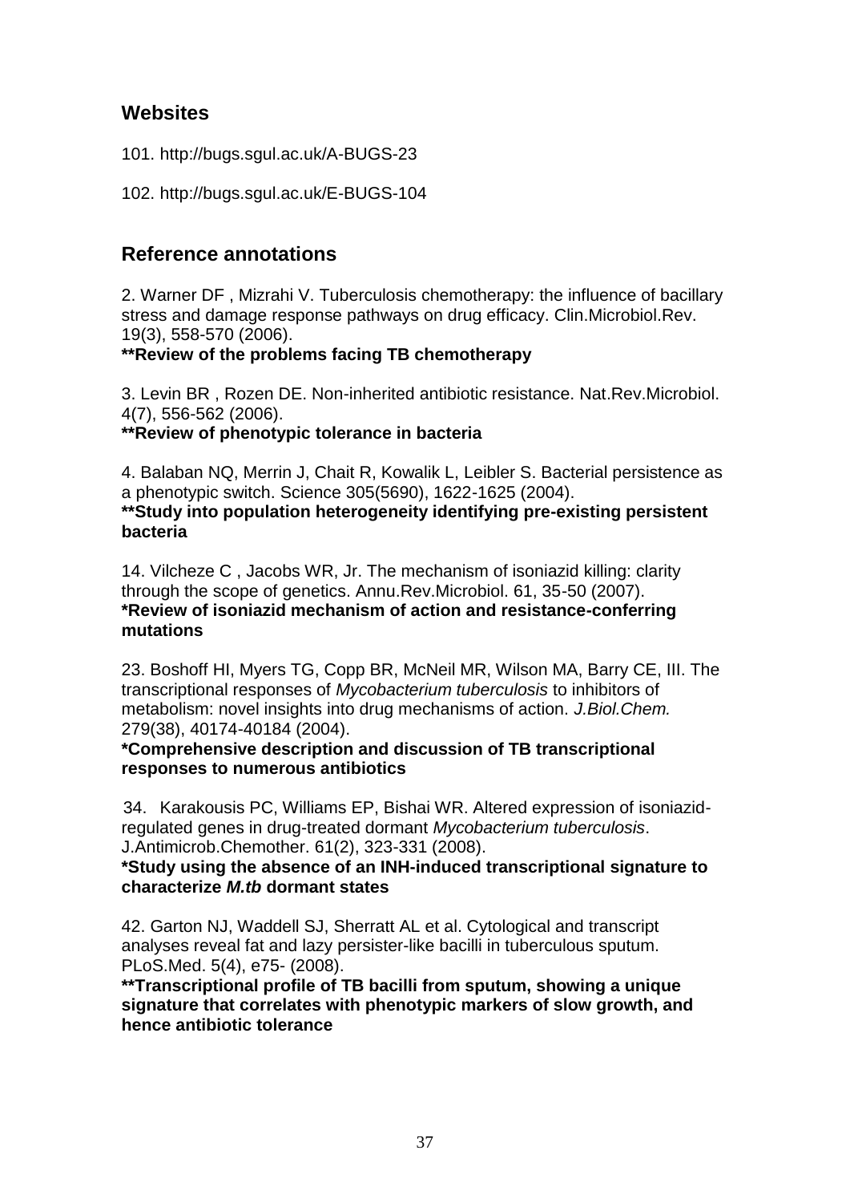## Websites

101. http://bugs.sgul.ac.uk/A-BUGS-23

102. http://bugs.sgul.ac.uk/E-BUGS-104

## Reference annotations

2. Warner DF , Mizrahi V. Tuberculosis chemotherapy: the influence of bacillary stress and damage response pathways on drug efficacy. Clin.Microbiol.Rev. 19(3), 558-570 (2006).
**\*\*Review of the problems facing TB chemotherapy**

3. Levin BR , Rozen DE. Non-inherited antibiotic resistance. Nat.Rev.Microbiol. 4(7), 556-562 (2006).
**\*\*Review of phenotypic tolerance in bacteria**

4. Balaban NQ, Merrin J, Chait R, Kowalik L, Leibler S. Bacterial persistence as a phenotypic switch. Science 305(5690), 1622-1625 (2004).
**\*\*Study into population heterogeneity identifying pre-existing persistent bacteria**

14. Vilcheze C , Jacobs WR, Jr. The mechanism of isoniazid killing: clarity through the scope of genetics. Annu.Rev.Microbiol. 61, 35-50 (2007).
**\*Review of isoniazid mechanism of action and resistance-conferring mutations**

23. Boshoff HI, Myers TG, Copp BR, McNeil MR, Wilson MA, Barry CE, III. The transcriptional responses of *Mycobacterium tuberculosis* to inhibitors of metabolism: novel insights into drug mechanisms of action. *J.Biol.Chem.* 279(38), 40174-40184 (2004).
**\*Comprehensive description and discussion of TB transcriptional responses to numerous antibiotics**

34. Karakousis PC, Williams EP, Bishai WR. Altered expression of isoniazid-regulated genes in drug-treated dormant *Mycobacterium tuberculosis*. J.Antimicrob.Chemother. 61(2), 323-331 (2008).
**\*Study using the absence of an INH-induced transcriptional signature to characterize *M.tb* dormant states**

42. Garton NJ, Waddell SJ, Sherratt AL et al. Cytological and transcript analyses reveal fat and lazy persister-like bacilli in tuberculous sputum. PLoS.Med. 5(4), e75- (2008).
**\*\*Transcriptional profile of TB bacilli from sputum, showing a unique signature that correlates with phenotypic markers of slow growth, and hence antibiotic tolerance**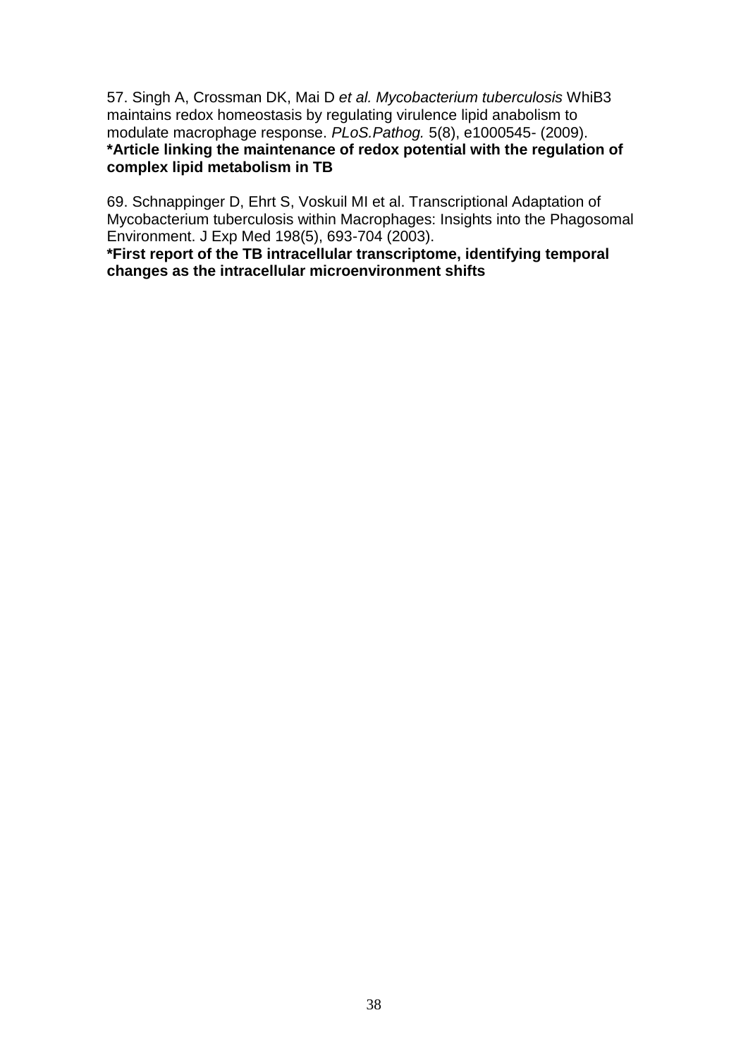57. Singh A, Crossman DK, Mai D *et al. Mycobacterium tuberculosis* WhiB3 maintains redox homeostasis by regulating virulence lipid anabolism to modulate macrophage response. *PLoS.Pathog.* 5(8), e1000545- (2009).
**\*Article linking the maintenance of redox potential with the regulation of complex lipid metabolism in TB**

69. Schnappinger D, Ehrt S, Voskuil MI et al. Transcriptional Adaptation of Mycobacterium tuberculosis within Macrophages: Insights into the Phagosomal Environment. J Exp Med 198(5), 693-704 (2003).
**\*First report of the TB intracellular transcriptome, identifying temporal changes as the intracellular microenvironment shifts**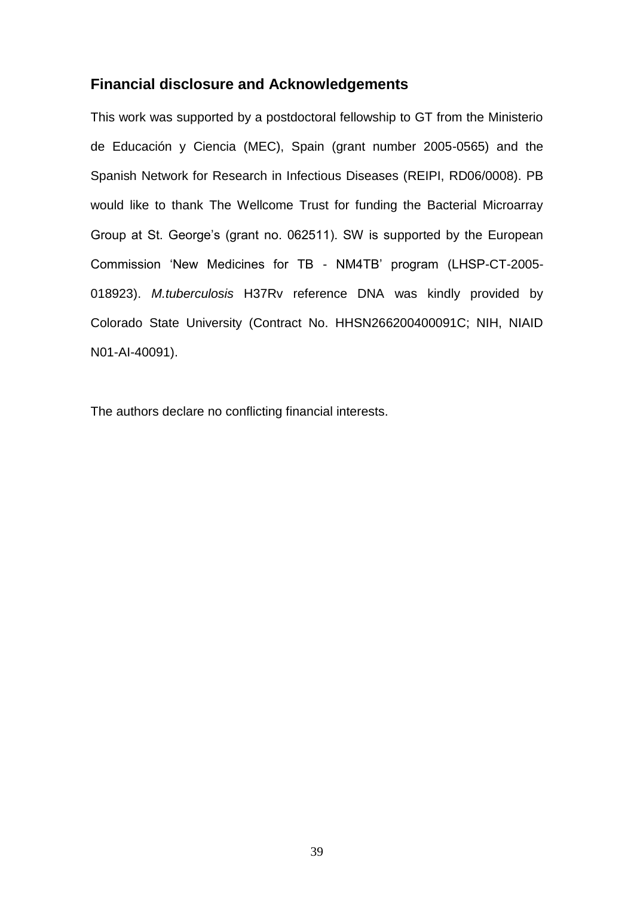## Financial disclosure and Acknowledgements

This work was supported by a postdoctoral fellowship to GT from the Ministerio de Educación y Ciencia (MEC), Spain (grant number 2005-0565) and the Spanish Network for Research in Infectious Diseases (REIPI, RD06/0008). PB would like to thank The Wellcome Trust for funding the Bacterial Microarray Group at St. George's (grant no. 062511). SW is supported by the European Commission 'New Medicines for TB - NM4TB' program (LHSP-CT-2005-018923). *M.tuberculosis* H37Rv reference DNA was kindly provided by Colorado State University (Contract No. HHSN266200400091C; NIH, NIAID N01-AI-40091).

The authors declare no conflicting financial interests.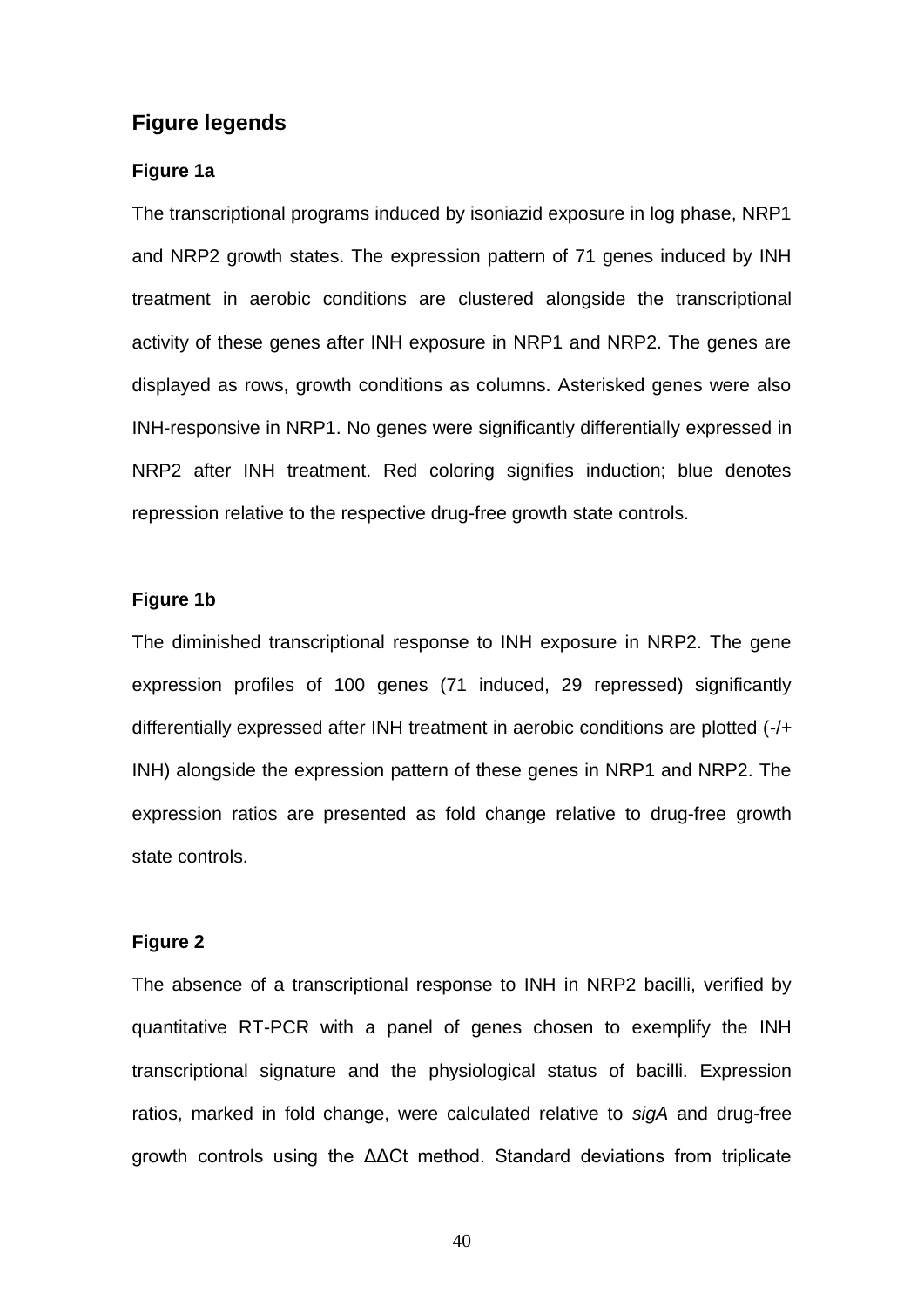## Figure legends

### Figure 1a

The transcriptional programs induced by isoniazid exposure in log phase, NRP1 and NRP2 growth states. The expression pattern of 71 genes induced by INH treatment in aerobic conditions are clustered alongside the transcriptional activity of these genes after INH exposure in NRP1 and NRP2. The genes are displayed as rows, growth conditions as columns. Asterisked genes were also INH-responsive in NRP1. No genes were significantly differentially expressed in NRP2 after INH treatment. Red coloring signifies induction; blue denotes repression relative to the respective drug-free growth state controls.

### Figure 1b

The diminished transcriptional response to INH exposure in NRP2. The gene expression profiles of 100 genes (71 induced, 29 repressed) significantly differentially expressed after INH treatment in aerobic conditions are plotted (-/+ INH) alongside the expression pattern of these genes in NRP1 and NRP2. The expression ratios are presented as fold change relative to drug-free growth state controls.

### Figure 2

The absence of a transcriptional response to INH in NRP2 bacilli, verified by quantitative RT-PCR with a panel of genes chosen to exemplify the INH transcriptional signature and the physiological status of bacilli. Expression ratios, marked in fold change, were calculated relative to *sigA* and drug-free growth controls using the $\Delta\Delta$Ct method. Standard deviations from triplicate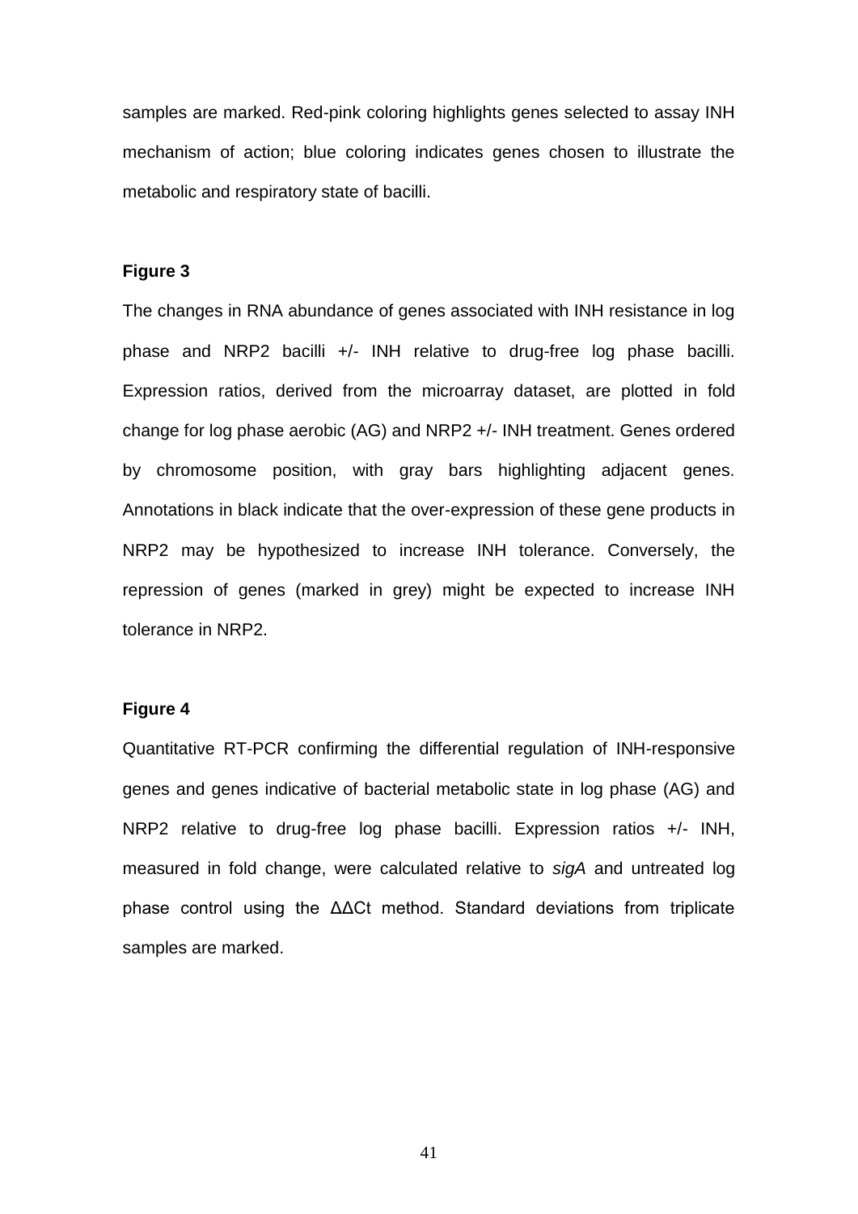samples are marked. Red-pink coloring highlights genes selected to assay INH mechanism of action; blue coloring indicates genes chosen to illustrate the metabolic and respiratory state of bacilli.

**Figure 3**

The changes in RNA abundance of genes associated with INH resistance in log phase and NRP2 bacilli +/- INH relative to drug-free log phase bacilli. Expression ratios, derived from the microarray dataset, are plotted in fold change for log phase aerobic (AG) and NRP2 +/- INH treatment. Genes ordered by chromosome position, with gray bars highlighting adjacent genes. Annotations in black indicate that the over-expression of these gene products in NRP2 may be hypothesized to increase INH tolerance. Conversely, the repression of genes (marked in grey) might be expected to increase INH tolerance in NRP2.

**Figure 4**

Quantitative RT-PCR confirming the differential regulation of INH-responsive genes and genes indicative of bacterial metabolic state in log phase (AG) and NRP2 relative to drug-free log phase bacilli. Expression ratios +/- INH, measured in fold change, were calculated relative to *sigA* and untreated log phase control using the ΔΔCt method. Standard deviations from triplicate samples are marked.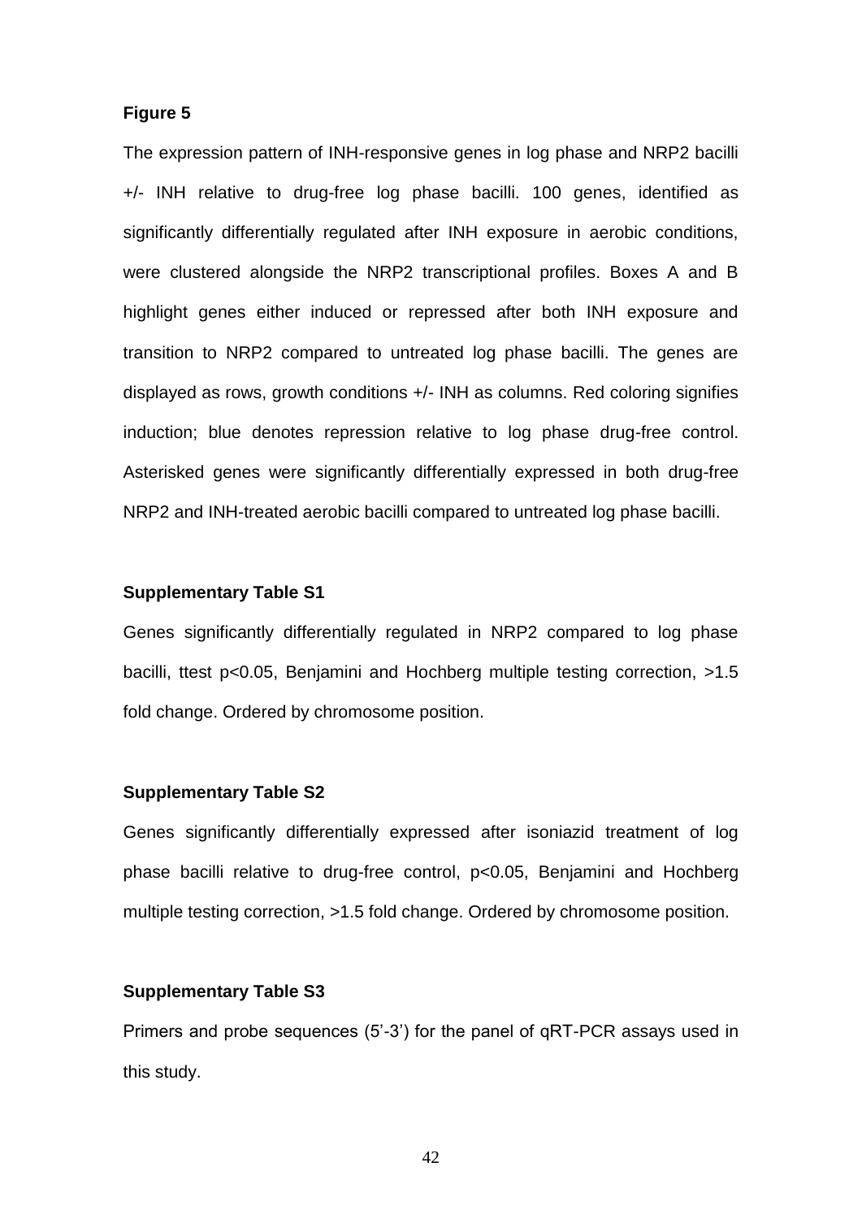**Figure 5**

The expression pattern of INH-responsive genes in log phase and NRP2 bacilli +/- INH relative to drug-free log phase bacilli. 100 genes, identified as significantly differentially regulated after INH exposure in aerobic conditions, were clustered alongside the NRP2 transcriptional profiles. Boxes A and B highlight genes either induced or repressed after both INH exposure and transition to NRP2 compared to untreated log phase bacilli. The genes are displayed as rows, growth conditions +/- INH as columns. Red coloring signifies induction; blue denotes repression relative to log phase drug-free control. Asterisked genes were significantly differentially expressed in both drug-free NRP2 and INH-treated aerobic bacilli compared to untreated log phase bacilli.

**Supplementary Table S1**

Genes significantly differentially regulated in NRP2 compared to log phase bacilli, ttest $p<0.05$, Benjamini and Hochberg multiple testing correction, >1.5 fold change. Ordered by chromosome position.

**Supplementary Table S2**

Genes significantly differentially expressed after isoniazid treatment of log phase bacilli relative to drug-free control, $p<0.05$, Benjamini and Hochberg multiple testing correction, >1.5 fold change. Ordered by chromosome position.

**Supplementary Table S3**

Primers and probe sequences (5'-3') for the panel of qRT-PCR assays used in this study.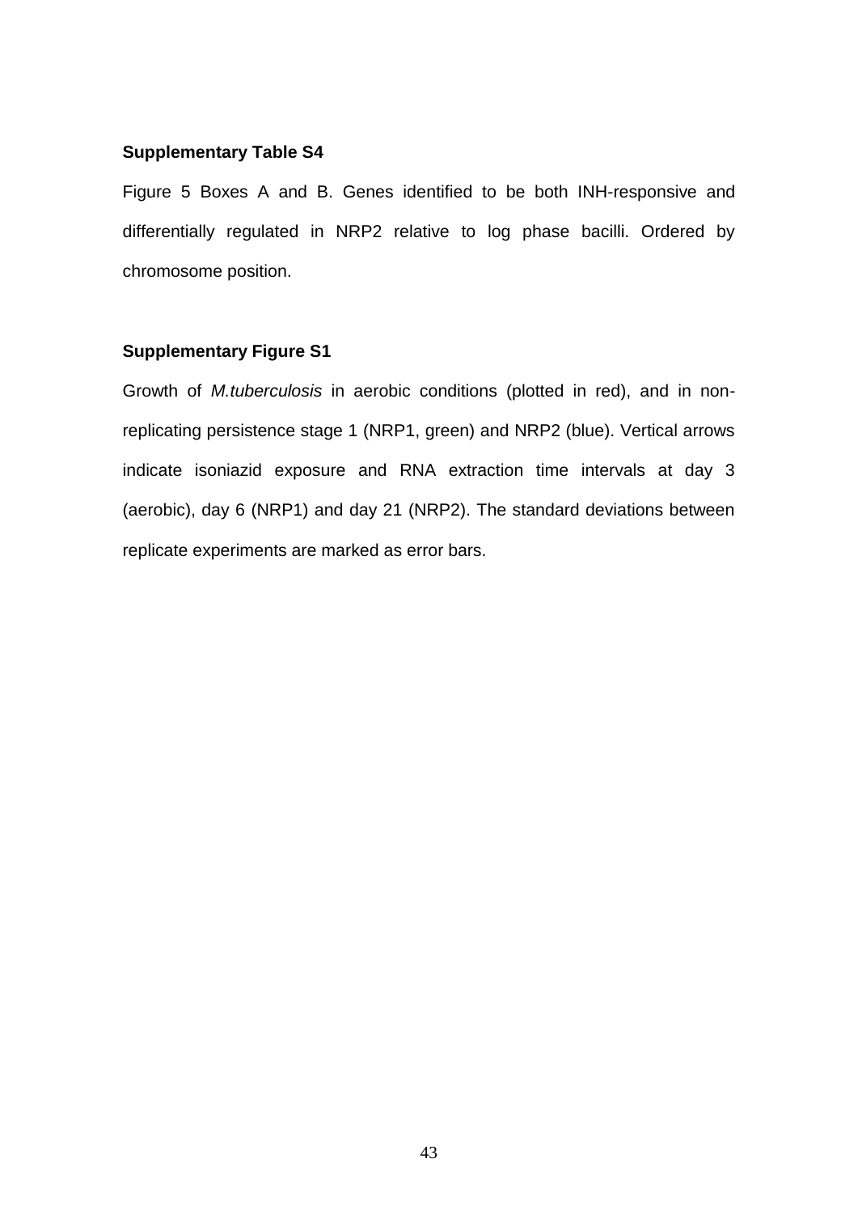**Supplementary Table S4**

Figure 5 Boxes A and B. Genes identified to be both INH-responsive and differentially regulated in NRP2 relative to log phase bacilli. Ordered by chromosome position.

**Supplementary Figure S1**

Growth of *M.tuberculosis* in aerobic conditions (plotted in red), and in non-replicating persistence stage 1 (NRP1, green) and NRP2 (blue). Vertical arrows indicate isoniazid exposure and RNA extraction time intervals at day 3 (aerobic), day 6 (NRP1) and day 21 (NRP2). The standard deviations between replicate experiments are marked as error bars.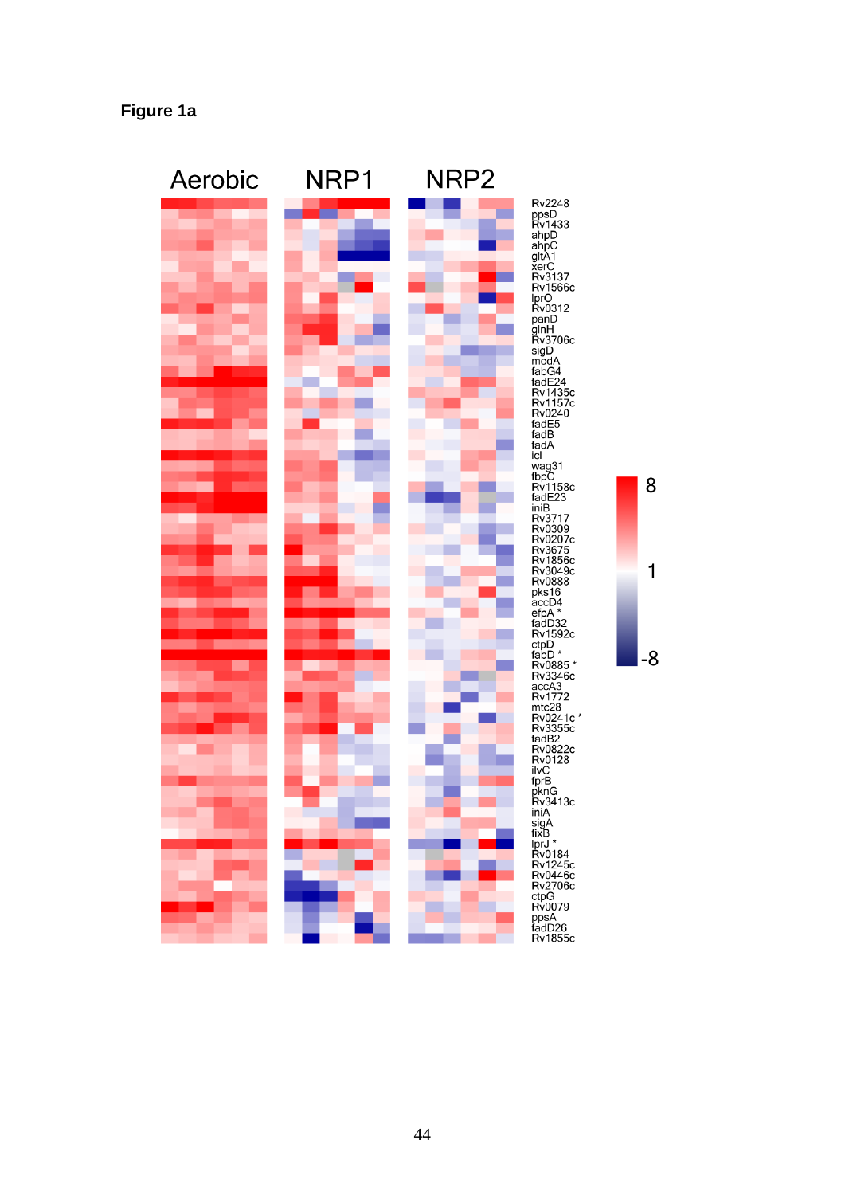**Figure 1a**

Aerobic NRP1 NRP2

Rv2248
ppsD
Rv1433
ahpD
ahpC
gltA1
xerC
Rv3137
Rv1566c
lprO
Rv0312
panD
glnH
Rv3706c
sigD
modA
fabG4
fadE24
Rv1435c
Rv1157c
Rv0240
fadE5
fadB
fadA
icl
wag31
fbpC
Rv1158c
fadE23
iniB
Rv3717
Rv0309
Rv0207c
Rv3675
Rv1856c
Rv3049c
Rv0888
pks16
accD4
efpA *
fadD32
Rv1592c
ctpD
fabD *
Rv0885 *
Rv3346c
accA3
Rv1772
mtc28
Rv0241c *
Rv3355c
fadB2
Rv0822c
Rv0128
ilvC
fprB
pknG
Rv3413c
iniA
sigA
fixB
lprJ *
Rv0184
Rv1245c
Rv0446c
Rv2706c
ctpG
Rv0079
ppsA
fadD26
Rv1855c

8

1

-8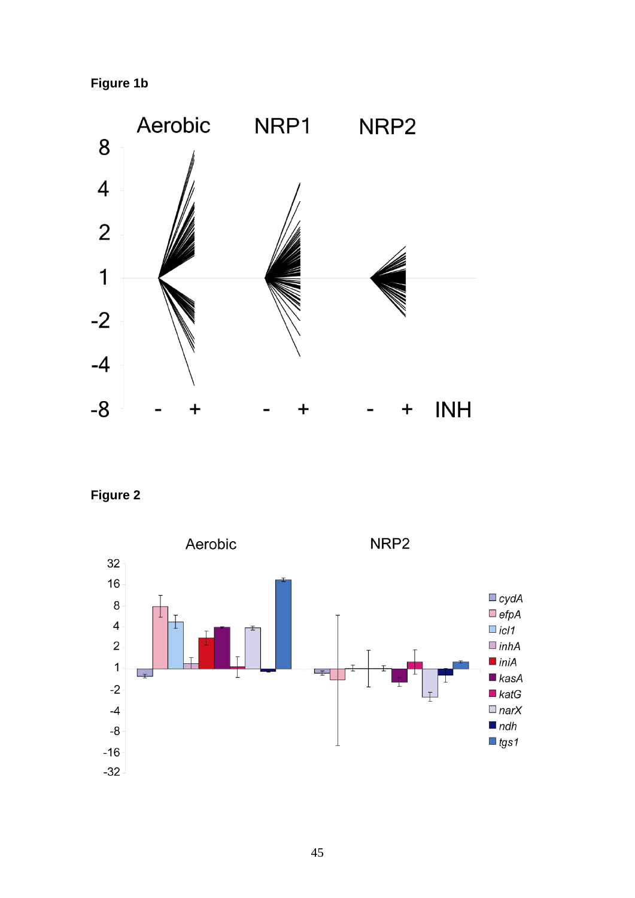**Figure 1b**

**Figure 2**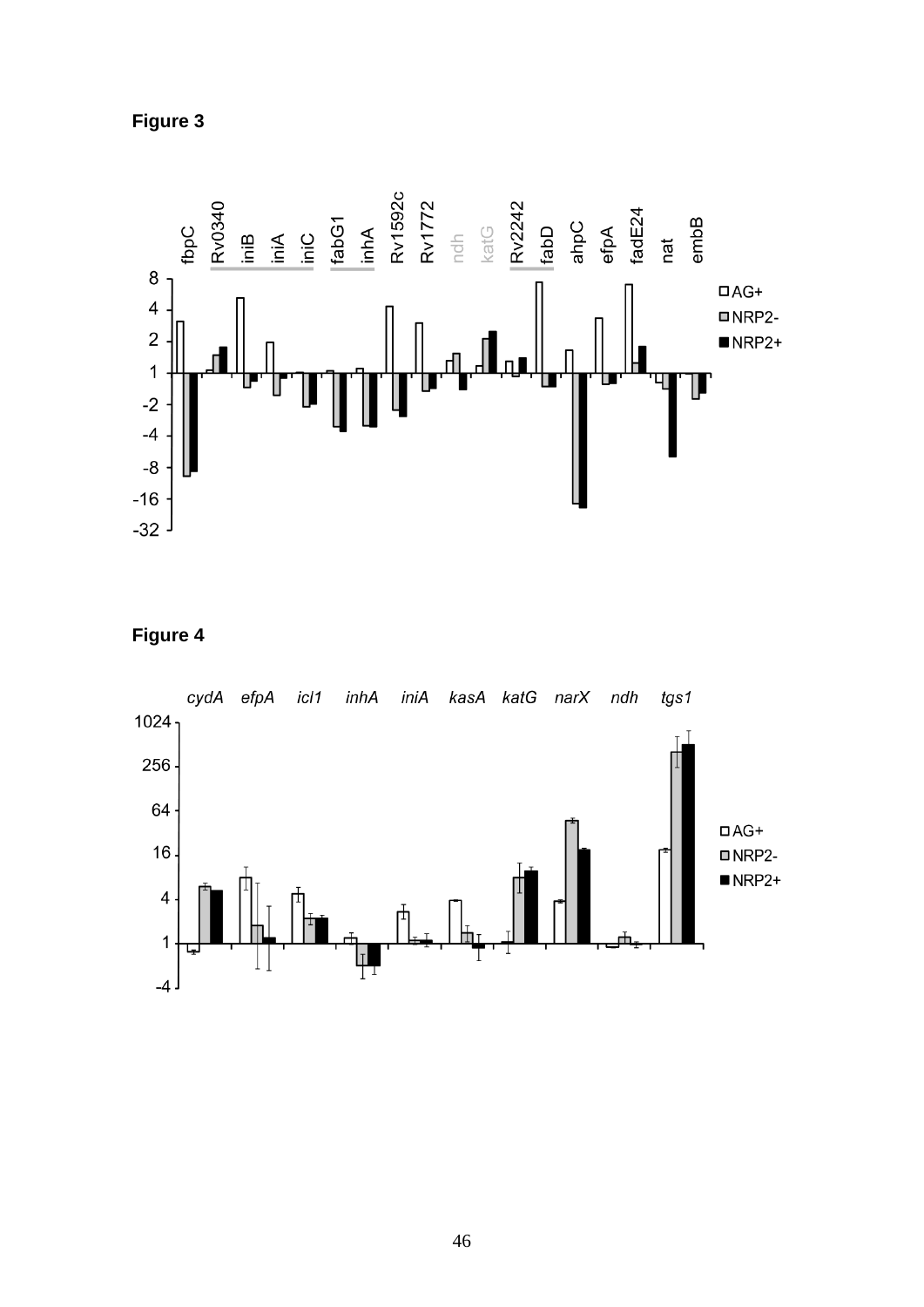**Figure 3**

**Figure 4**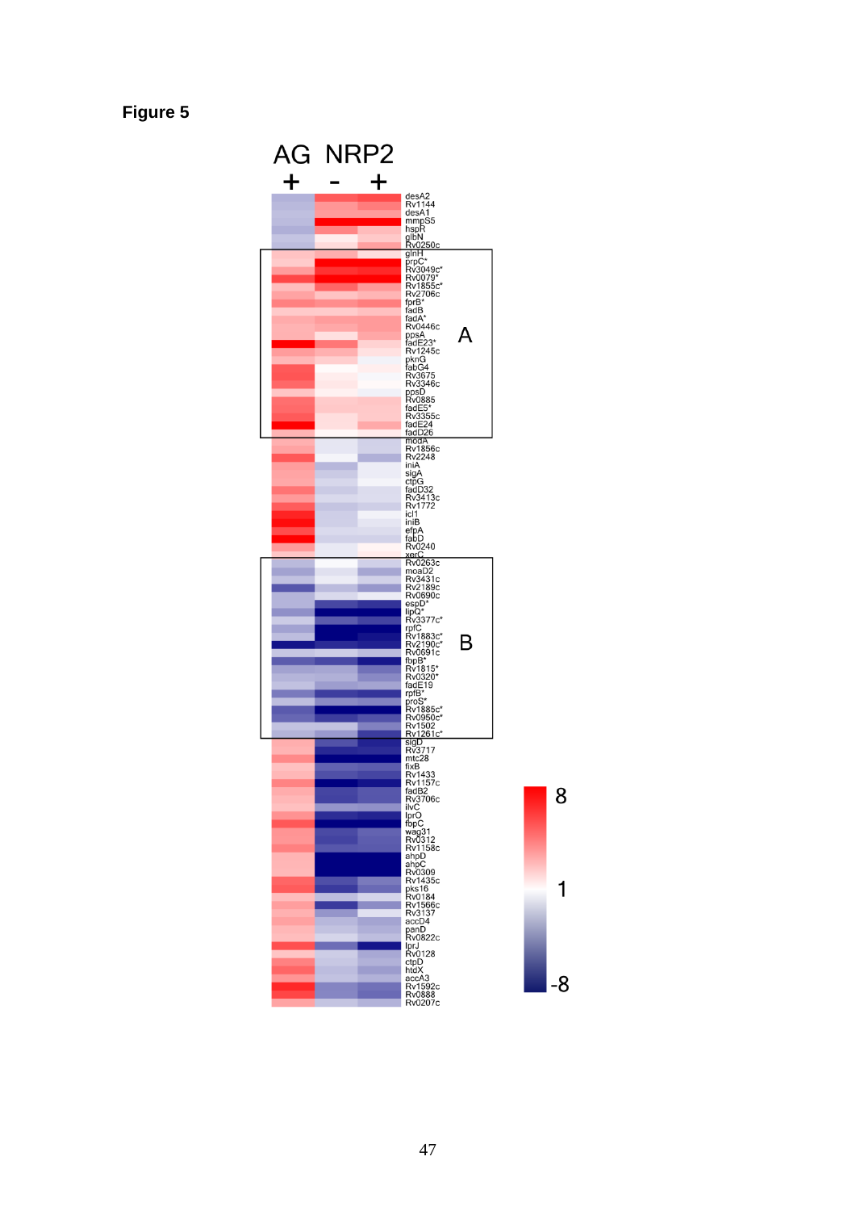**Figure 5**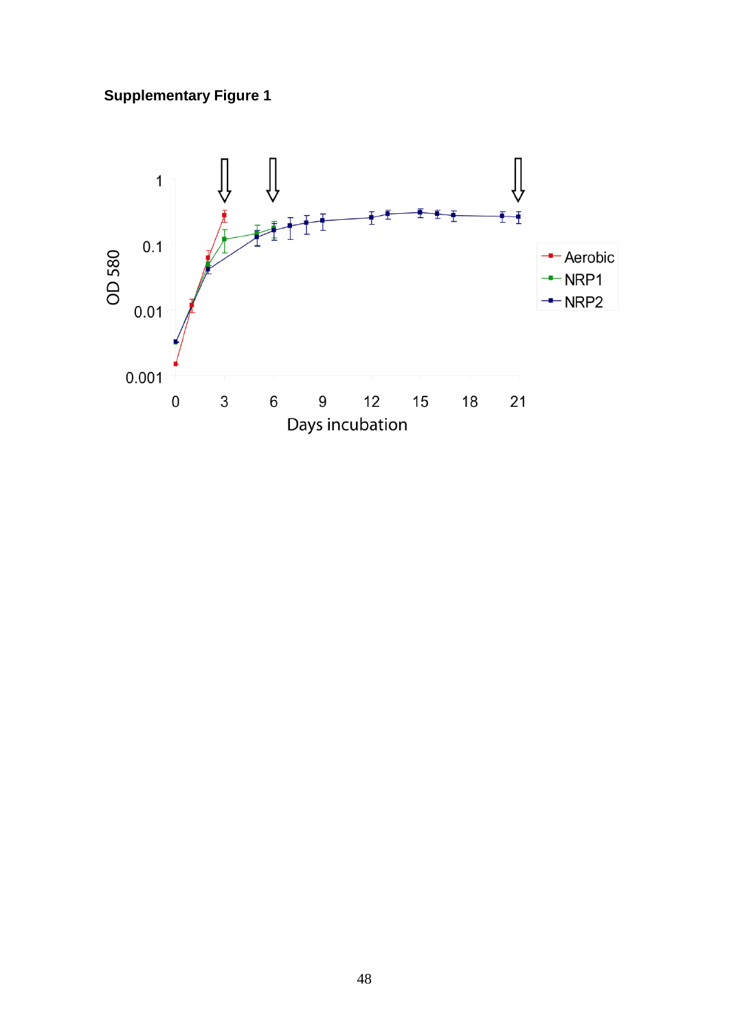**Supplementary Figure 1**

OD 580

1

0.1

0.01

0.001

0

3

6

9

12

15

18

21

Days incubation

Aerobic

NRP1

NRP2